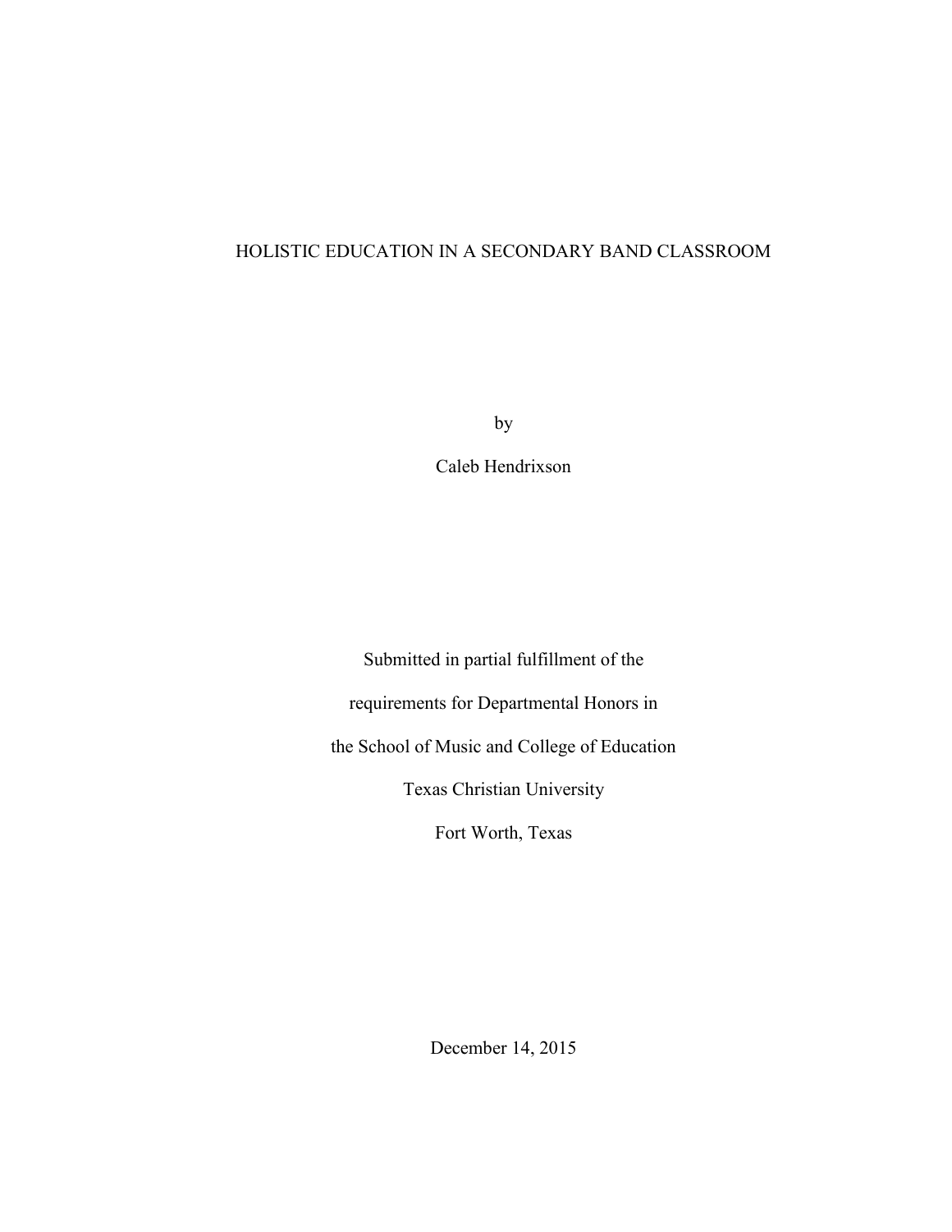# HOLISTIC EDUCATION IN A SECONDARY BAND CLASSROOM

by

Caleb Hendrixson

Submitted in partial fulfillment of the

requirements for Departmental Honors in

the School of Music and College of Education

Texas Christian University

Fort Worth, Texas

December 14, 2015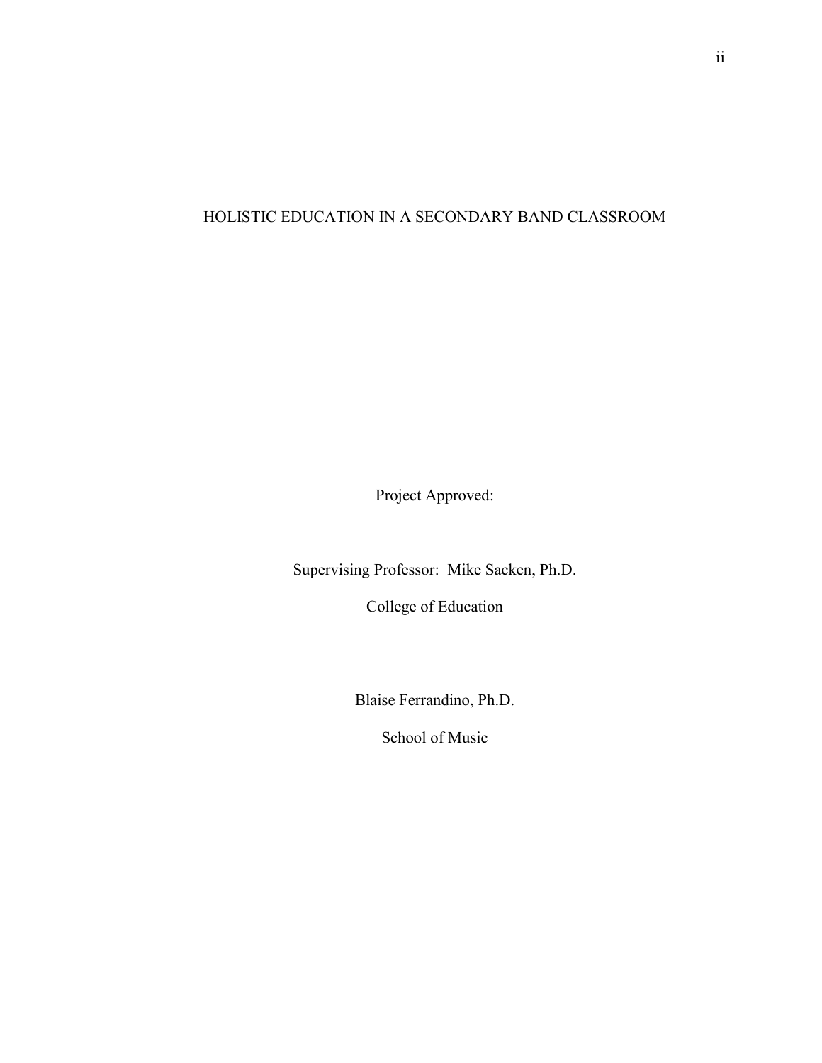HOLISTIC EDUCATION IN A SECONDARY BAND CLASSROOM

Project Approved:

Supervising Professor: Mike Sacken, Ph.D.

College of Education

Blaise Ferrandino, Ph.D.

School of Music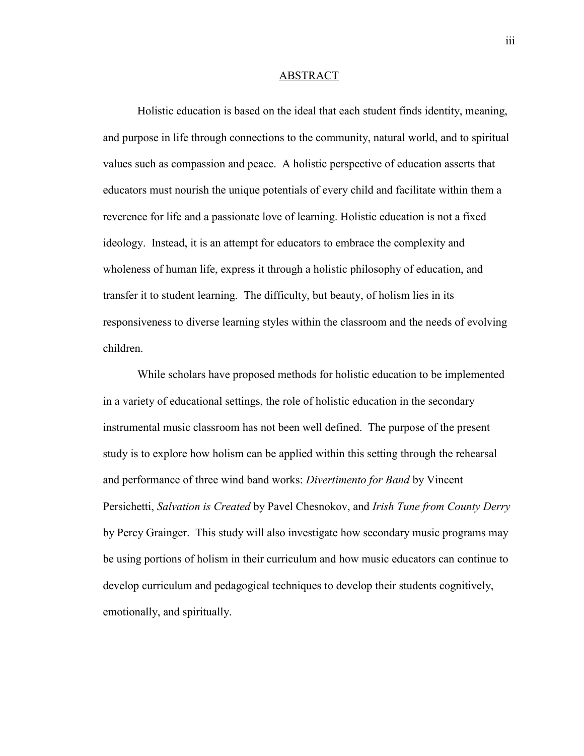## ABSTRACT

Holistic education is based on the ideal that each student finds identity, meaning, and purpose in life through connections to the community, natural world, and to spiritual values such as compassion and peace. A holistic perspective of education asserts that educators must nourish the unique potentials of every child and facilitate within them a reverence for life and a passionate love of learning. Holistic education is not a fixed ideology. Instead, it is an attempt for educators to embrace the complexity and wholeness of human life, express it through a holistic philosophy of education, and transfer it to student learning. The difficulty, but beauty, of holism lies in its responsiveness to diverse learning styles within the classroom and the needs of evolving children.

While scholars have proposed methods for holistic education to be implemented in a variety of educational settings, the role of holistic education in the secondary instrumental music classroom has not been well defined. The purpose of the present study is to explore how holism can be applied within this setting through the rehearsal and performance of three wind band works: *Divertimento for Band* by Vincent Persichetti, *Salvation is Created* by Pavel Chesnokov, and *Irish Tune from County Derry* by Percy Grainger. This study will also investigate how secondary music programs may be using portions of holism in their curriculum and how music educators can continue to develop curriculum and pedagogical techniques to develop their students cognitively, emotionally, and spiritually.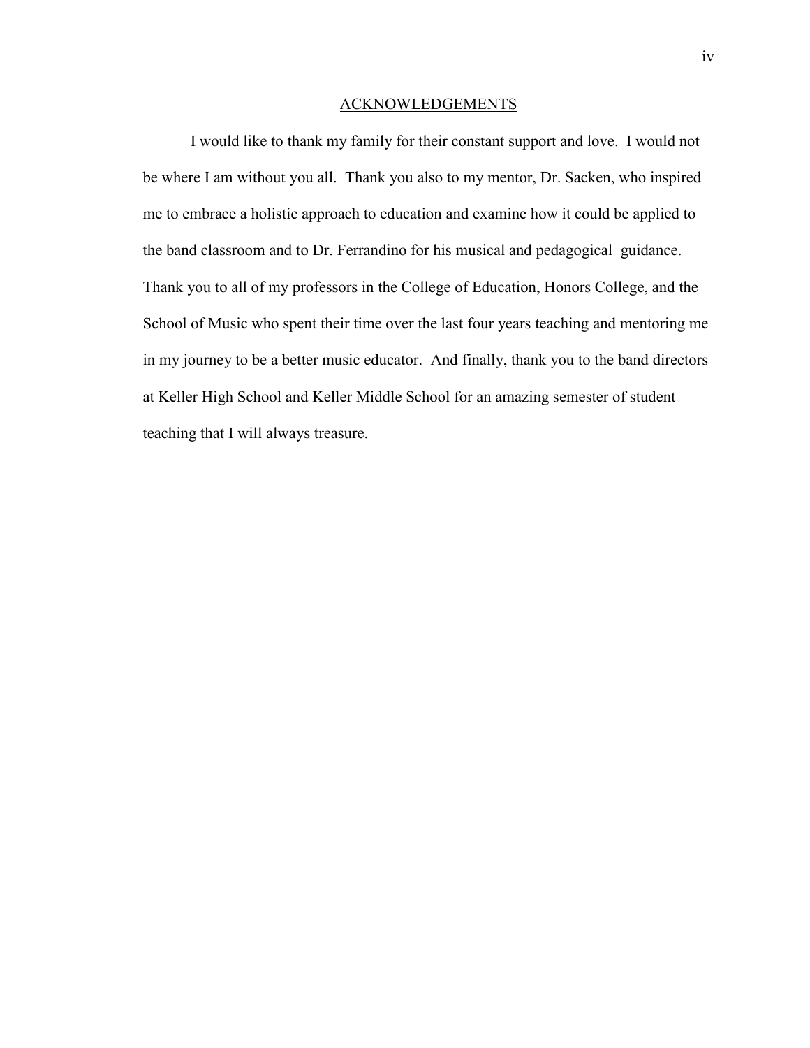# ACKNOWLEDGEMENTS

I would like to thank my family for their constant support and love. I would not be where I am without you all. Thank you also to my mentor, Dr. Sacken, who inspired me to embrace a holistic approach to education and examine how it could be applied to the band classroom and to Dr. Ferrandino for his musical and pedagogical guidance. Thank you to all of my professors in the College of Education, Honors College, and the School of Music who spent their time over the last four years teaching and mentoring me in my journey to be a better music educator. And finally, thank you to the band directors at Keller High School and Keller Middle School for an amazing semester of student teaching that I will always treasure.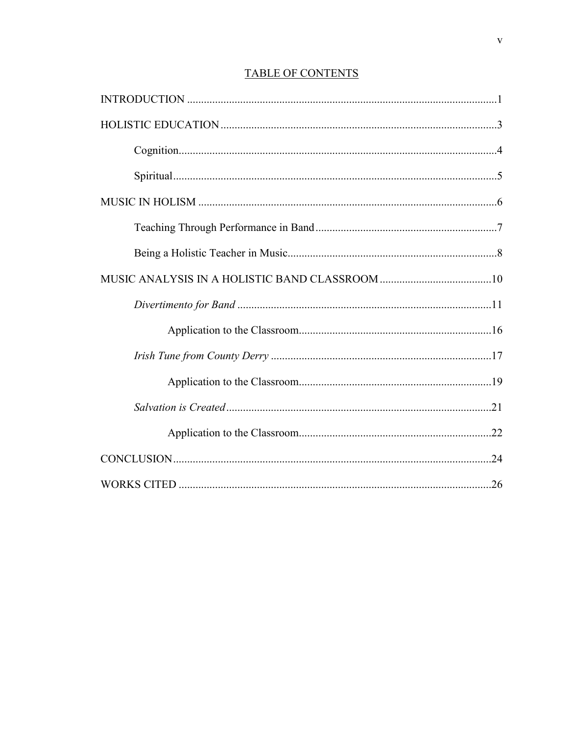## TABLE OF CONTENTS

INTRODUCTION .......................................................................................................1

HOLISTIC EDUCATION ..........................................................................................3

Cognition.................................................................................................................4

Spiritual....................................................................................................................5

MUSIC IN HOLISM ..................................................................................................6

Teaching Through Performance in Band ..................................................................7

Being a Holistic Teacher in Music............................................................................8

MUSIC ANALYSIS IN A HOLISTIC BAND CLASSROOM .................................10

*Divertimento for Band* ............................................................................................11

Application to the Classroom.....................................................................16

*Irish Tune from County Derry* ................................................................................17

Application to the Classroom.....................................................................19

*Salvation is Created* ...............................................................................................21

Application to the Classroom.....................................................................22

CONCLUSION..........................................................................................................24

WORKS CITED ........................................................................................................26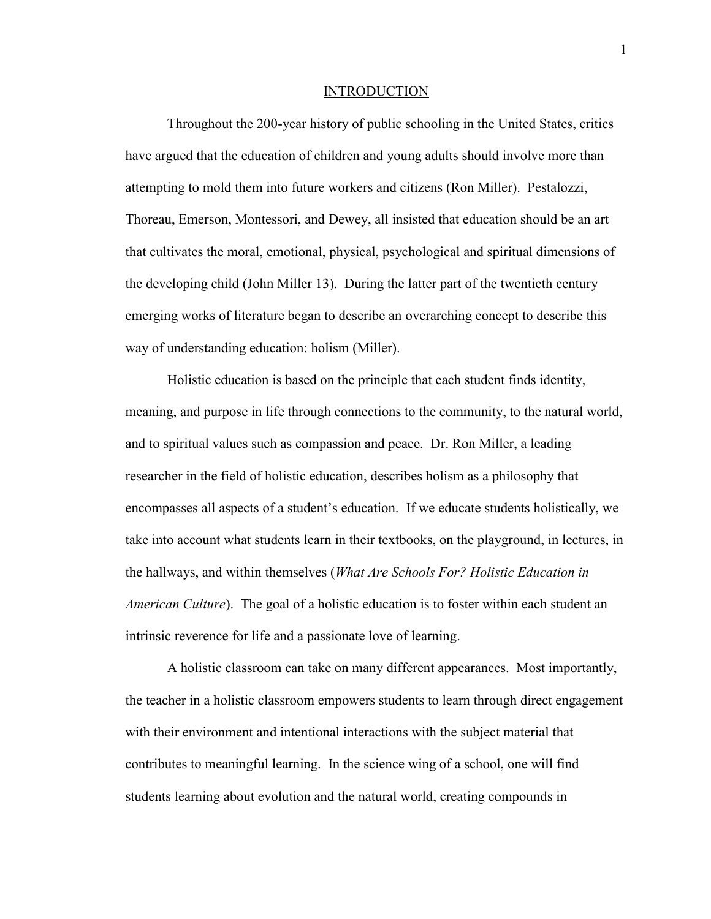# INTRODUCTION

Throughout the 200-year history of public schooling in the United States, critics have argued that the education of children and young adults should involve more than attempting to mold them into future workers and citizens (Ron Miller). Pestalozzi, Thoreau, Emerson, Montessori, and Dewey, all insisted that education should be an art that cultivates the moral, emotional, physical, psychological and spiritual dimensions of the developing child (John Miller 13). During the latter part of the twentieth century emerging works of literature began to describe an overarching concept to describe this way of understanding education: holism (Miller).

Holistic education is based on the principle that each student finds identity, meaning, and purpose in life through connections to the community, to the natural world, and to spiritual values such as compassion and peace. Dr. Ron Miller, a leading researcher in the field of holistic education, describes holism as a philosophy that encompasses all aspects of a student's education. If we educate students holistically, we take into account what students learn in their textbooks, on the playground, in lectures, in the hallways, and within themselves (*What Are Schools For? Holistic Education in American Culture*). The goal of a holistic education is to foster within each student an intrinsic reverence for life and a passionate love of learning.

A holistic classroom can take on many different appearances. Most importantly, the teacher in a holistic classroom empowers students to learn through direct engagement with their environment and intentional interactions with the subject material that contributes to meaningful learning. In the science wing of a school, one will find students learning about evolution and the natural world, creating compounds in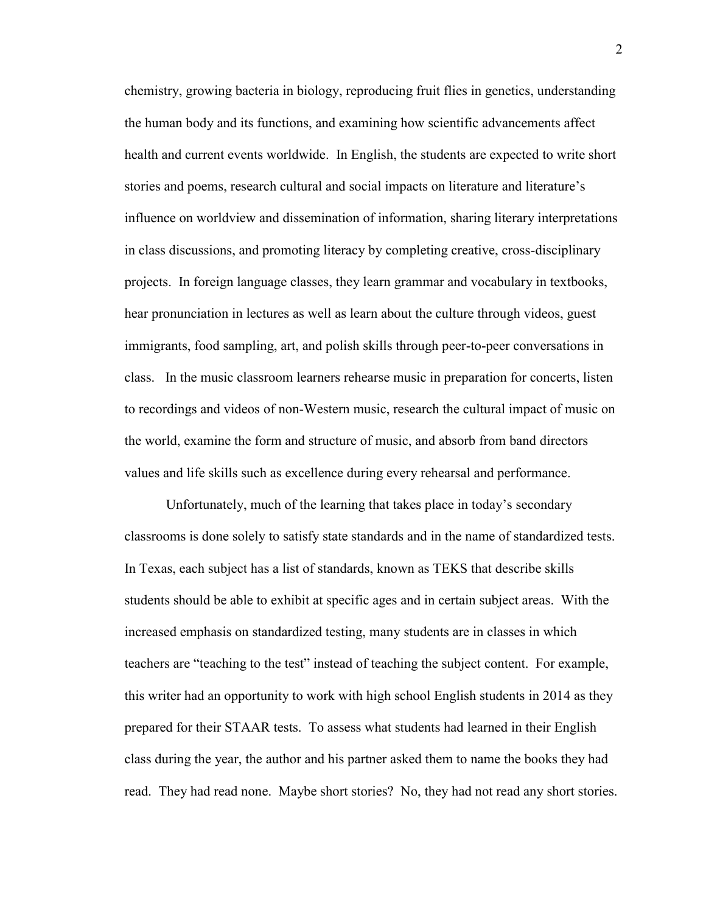chemistry, growing bacteria in biology, reproducing fruit flies in genetics, understanding the human body and its functions, and examining how scientific advancements affect health and current events worldwide. In English, the students are expected to write short stories and poems, research cultural and social impacts on literature and literature's influence on worldview and dissemination of information, sharing literary interpretations in class discussions, and promoting literacy by completing creative, cross-disciplinary projects. In foreign language classes, they learn grammar and vocabulary in textbooks, hear pronunciation in lectures as well as learn about the culture through videos, guest immigrants, food sampling, art, and polish skills through peer-to-peer conversations in class. In the music classroom learners rehearse music in preparation for concerts, listen to recordings and videos of non-Western music, research the cultural impact of music on the world, examine the form and structure of music, and absorb from band directors values and life skills such as excellence during every rehearsal and performance.

Unfortunately, much of the learning that takes place in today's secondary classrooms is done solely to satisfy state standards and in the name of standardized tests. In Texas, each subject has a list of standards, known as TEKS that describe skills students should be able to exhibit at specific ages and in certain subject areas. With the increased emphasis on standardized testing, many students are in classes in which teachers are "teaching to the test" instead of teaching the subject content. For example, this writer had an opportunity to work with high school English students in 2014 as they prepared for their STAAR tests. To assess what students had learned in their English class during the year, the author and his partner asked them to name the books they had read. They had read none. Maybe short stories? No, they had not read any short stories.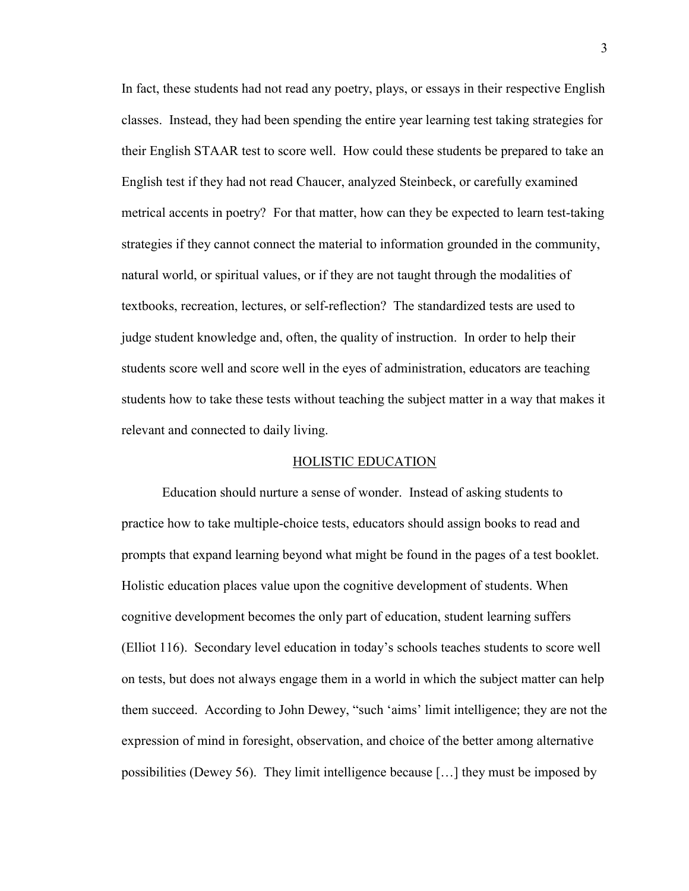In fact, these students had not read any poetry, plays, or essays in their respective English classes. Instead, they had been spending the entire year learning test taking strategies for their English STAAR test to score well. How could these students be prepared to take an English test if they had not read Chaucer, analyzed Steinbeck, or carefully examined metrical accents in poetry? For that matter, how can they be expected to learn test-taking strategies if they cannot connect the material to information grounded in the community, natural world, or spiritual values, or if they are not taught through the modalities of textbooks, recreation, lectures, or self-reflection? The standardized tests are used to judge student knowledge and, often, the quality of instruction. In order to help their students score well and score well in the eyes of administration, educators are teaching students how to take these tests without teaching the subject matter in a way that makes it relevant and connected to daily living.

## HOLISTIC EDUCATION

Education should nurture a sense of wonder. Instead of asking students to practice how to take multiple-choice tests, educators should assign books to read and prompts that expand learning beyond what might be found in the pages of a test booklet. Holistic education places value upon the cognitive development of students. When cognitive development becomes the only part of education, student learning suffers (Elliot 116). Secondary level education in today's schools teaches students to score well on tests, but does not always engage them in a world in which the subject matter can help them succeed. According to John Dewey, "such 'aims' limit intelligence; they are not the expression of mind in foresight, observation, and choice of the better among alternative possibilities (Dewey 56). They limit intelligence because […] they must be imposed by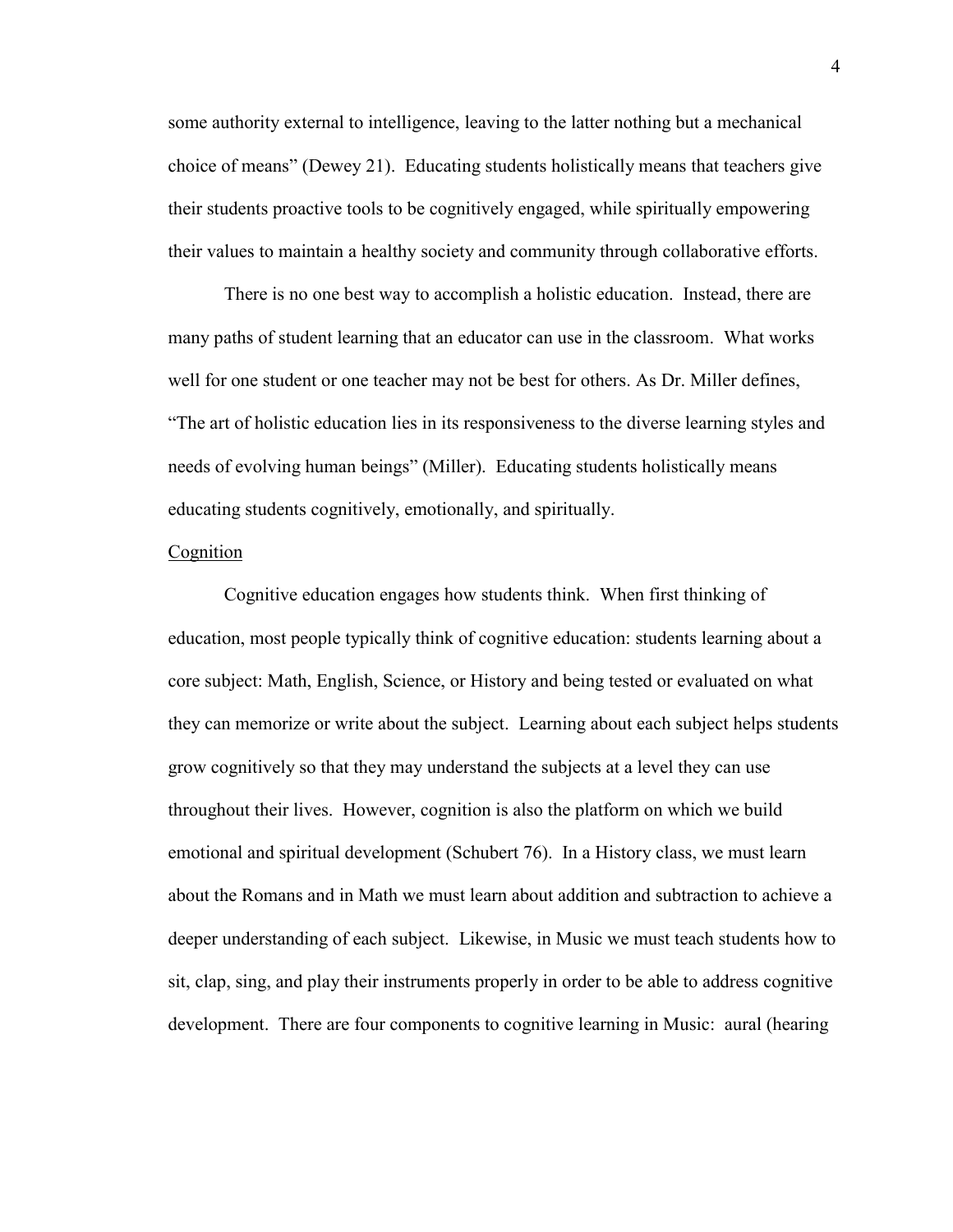some authority external to intelligence, leaving to the latter nothing but a mechanical choice of means" (Dewey 21). Educating students holistically means that teachers give their students proactive tools to be cognitively engaged, while spiritually empowering their values to maintain a healthy society and community through collaborative efforts.

There is no one best way to accomplish a holistic education. Instead, there are many paths of student learning that an educator can use in the classroom. What works well for one student or one teacher may not be best for others. As Dr. Miller defines, "The art of holistic education lies in its responsiveness to the diverse learning styles and needs of evolving human beings" (Miller). Educating students holistically means educating students cognitively, emotionally, and spiritually.

## Cognition

Cognitive education engages how students think. When first thinking of education, most people typically think of cognitive education: students learning about a core subject: Math, English, Science, or History and being tested or evaluated on what they can memorize or write about the subject. Learning about each subject helps students grow cognitively so that they may understand the subjects at a level they can use throughout their lives. However, cognition is also the platform on which we build emotional and spiritual development (Schubert 76). In a History class, we must learn about the Romans and in Math we must learn about addition and subtraction to achieve a deeper understanding of each subject. Likewise, in Music we must teach students how to sit, clap, sing, and play their instruments properly in order to be able to address cognitive development. There are four components to cognitive learning in Music: aural (hearing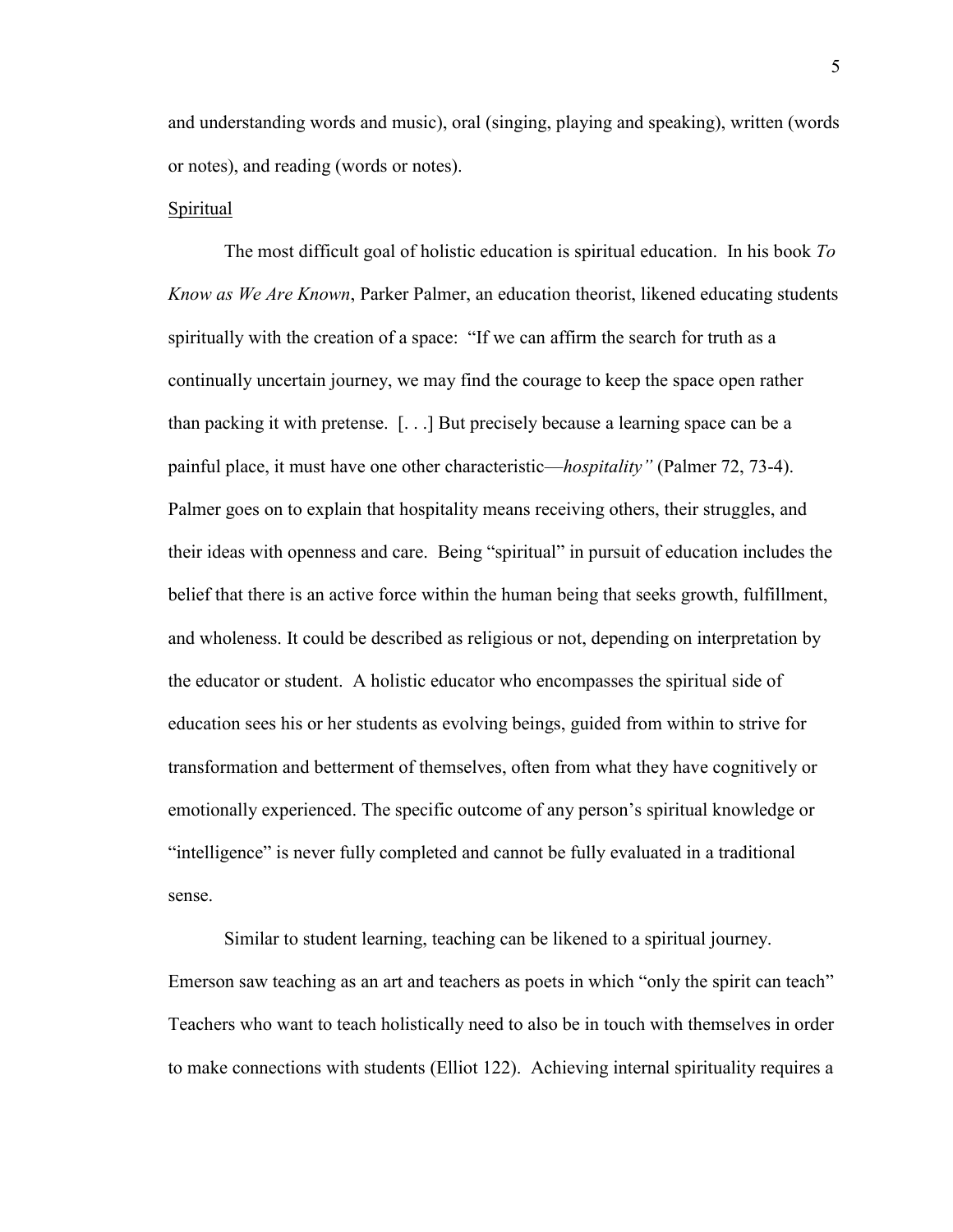and understanding words and music), oral (singing, playing and speaking), written (words or notes), and reading (words or notes).

<u>Spiritual</u>

The most difficult goal of holistic education is spiritual education. In his book *To Know as We Are Known*, Parker Palmer, an education theorist, likened educating students spiritually with the creation of a space: "If we can affirm the search for truth as a continually uncertain journey, we may find the courage to keep the space open rather than packing it with pretense. [. . .] But precisely because a learning space can be a painful place, it must have one other characteristic—*hospitality"* (Palmer 72, 73-4). Palmer goes on to explain that hospitality means receiving others, their struggles, and their ideas with openness and care. Being "spiritual" in pursuit of education includes the belief that there is an active force within the human being that seeks growth, fulfillment, and wholeness. It could be described as religious or not, depending on interpretation by the educator or student. A holistic educator who encompasses the spiritual side of education sees his or her students as evolving beings, guided from within to strive for transformation and betterment of themselves, often from what they have cognitively or emotionally experienced. The specific outcome of any person's spiritual knowledge or "intelligence" is never fully completed and cannot be fully evaluated in a traditional sense.

Similar to student learning, teaching can be likened to a spiritual journey. Emerson saw teaching as an art and teachers as poets in which "only the spirit can teach" Teachers who want to teach holistically need to also be in touch with themselves in order to make connections with students (Elliot 122). Achieving internal spirituality requires a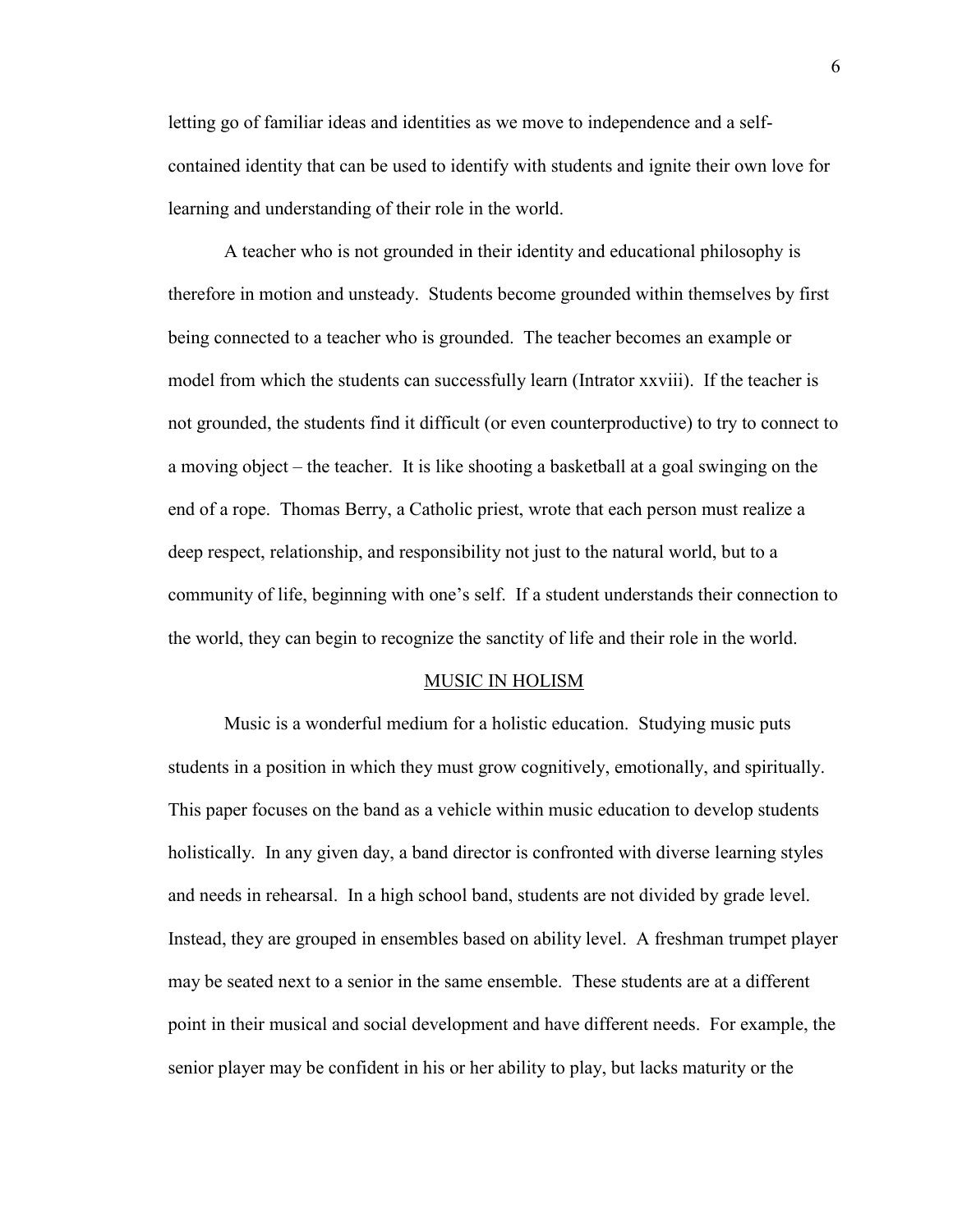letting go of familiar ideas and identities as we move to independence and a self-contained identity that can be used to identify with students and ignite their own love for learning and understanding of their role in the world.

A teacher who is not grounded in their identity and educational philosophy is therefore in motion and unsteady. Students become grounded within themselves by first being connected to a teacher who is grounded. The teacher becomes an example or model from which the students can successfully learn (Intrator xxviii). If the teacher is not grounded, the students find it difficult (or even counterproductive) to try to connect to a moving object – the teacher. It is like shooting a basketball at a goal swinging on the end of a rope. Thomas Berry, a Catholic priest, wrote that each person must realize a deep respect, relationship, and responsibility not just to the natural world, but to a community of life, beginning with one's self. If a student understands their connection to the world, they can begin to recognize the sanctity of life and their role in the world.

## MUSIC IN HOLISM

Music is a wonderful medium for a holistic education. Studying music puts students in a position in which they must grow cognitively, emotionally, and spiritually. This paper focuses on the band as a vehicle within music education to develop students holistically. In any given day, a band director is confronted with diverse learning styles and needs in rehearsal. In a high school band, students are not divided by grade level. Instead, they are grouped in ensembles based on ability level. A freshman trumpet player may be seated next to a senior in the same ensemble. These students are at a different point in their musical and social development and have different needs. For example, the senior player may be confident in his or her ability to play, but lacks maturity or the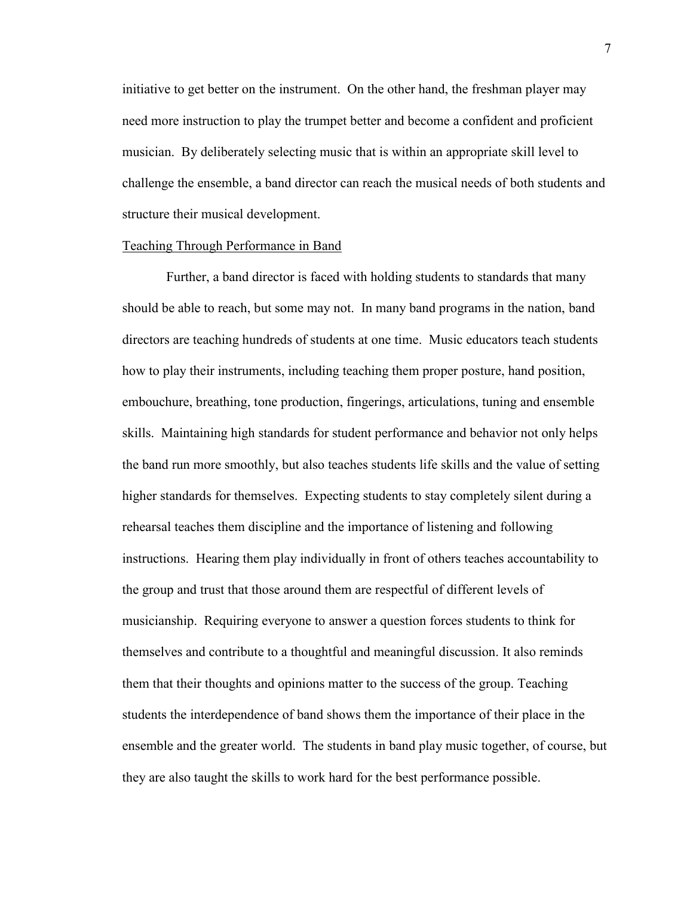initiative to get better on the instrument. On the other hand, the freshman player may need more instruction to play the trumpet better and become a confident and proficient musician. By deliberately selecting music that is within an appropriate skill level to challenge the ensemble, a band director can reach the musical needs of both students and structure their musical development.

<u>Teaching Through Performance in Band</u>

Further, a band director is faced with holding students to standards that many should be able to reach, but some may not. In many band programs in the nation, band directors are teaching hundreds of students at one time. Music educators teach students how to play their instruments, including teaching them proper posture, hand position, embouchure, breathing, tone production, fingerings, articulations, tuning and ensemble skills. Maintaining high standards for student performance and behavior not only helps the band run more smoothly, but also teaches students life skills and the value of setting higher standards for themselves. Expecting students to stay completely silent during a rehearsal teaches them discipline and the importance of listening and following instructions. Hearing them play individually in front of others teaches accountability to the group and trust that those around them are respectful of different levels of musicianship. Requiring everyone to answer a question forces students to think for themselves and contribute to a thoughtful and meaningful discussion. It also reminds them that their thoughts and opinions matter to the success of the group. Teaching students the interdependence of band shows them the importance of their place in the ensemble and the greater world. The students in band play music together, of course, but they are also taught the skills to work hard for the best performance possible.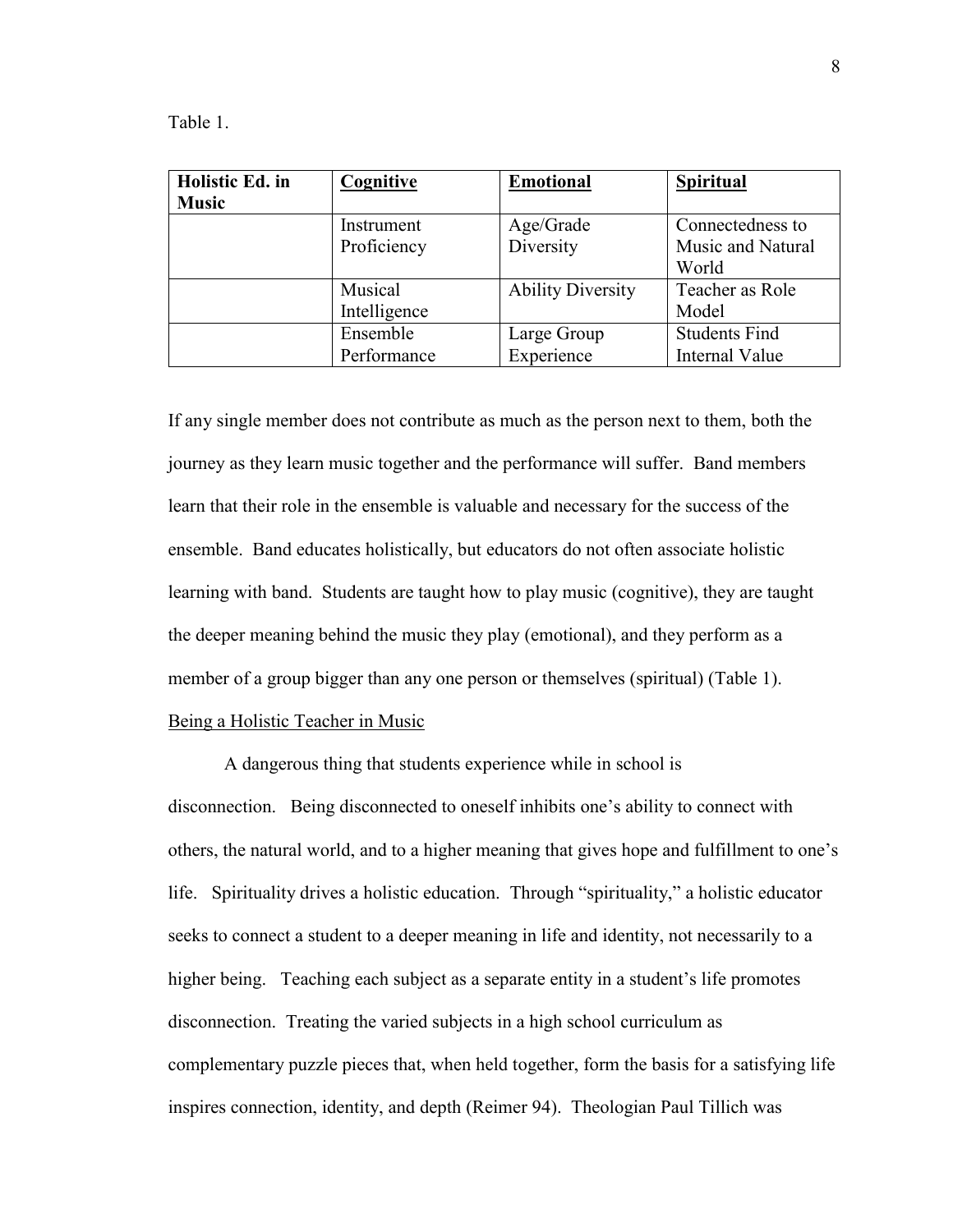Table 1.

| **Holistic Ed. in Music** | **Cognitive** | **Emotional** | **Spiritual** |
|---|---|---|---|
| | Instrument Proficiency | Age/Grade Diversity | Connectedness to Music and Natural World |
| | Musical Intelligence | Ability Diversity | Teacher as Role Model |
| | Ensemble Performance | Large Group Experience | Students Find Internal Value |

If any single member does not contribute as much as the person next to them, both the journey as they learn music together and the performance will suffer. Band members learn that their role in the ensemble is valuable and necessary for the success of the ensemble. Band educates holistically, but educators do not often associate holistic learning with band. Students are taught how to play music (cognitive), they are taught the deeper meaning behind the music they play (emotional), and they perform as a member of a group bigger than any one person or themselves (spiritual) (Table 1).

Being a Holistic Teacher in Music

A dangerous thing that students experience while in school is disconnection. Being disconnected to oneself inhibits one's ability to connect with others, the natural world, and to a higher meaning that gives hope and fulfillment to one's life. Spirituality drives a holistic education. Through "spirituality," a holistic educator seeks to connect a student to a deeper meaning in life and identity, not necessarily to a higher being. Teaching each subject as a separate entity in a student's life promotes disconnection. Treating the varied subjects in a high school curriculum as complementary puzzle pieces that, when held together, form the basis for a satisfying life inspires connection, identity, and depth (Reimer 94). Theologian Paul Tillich was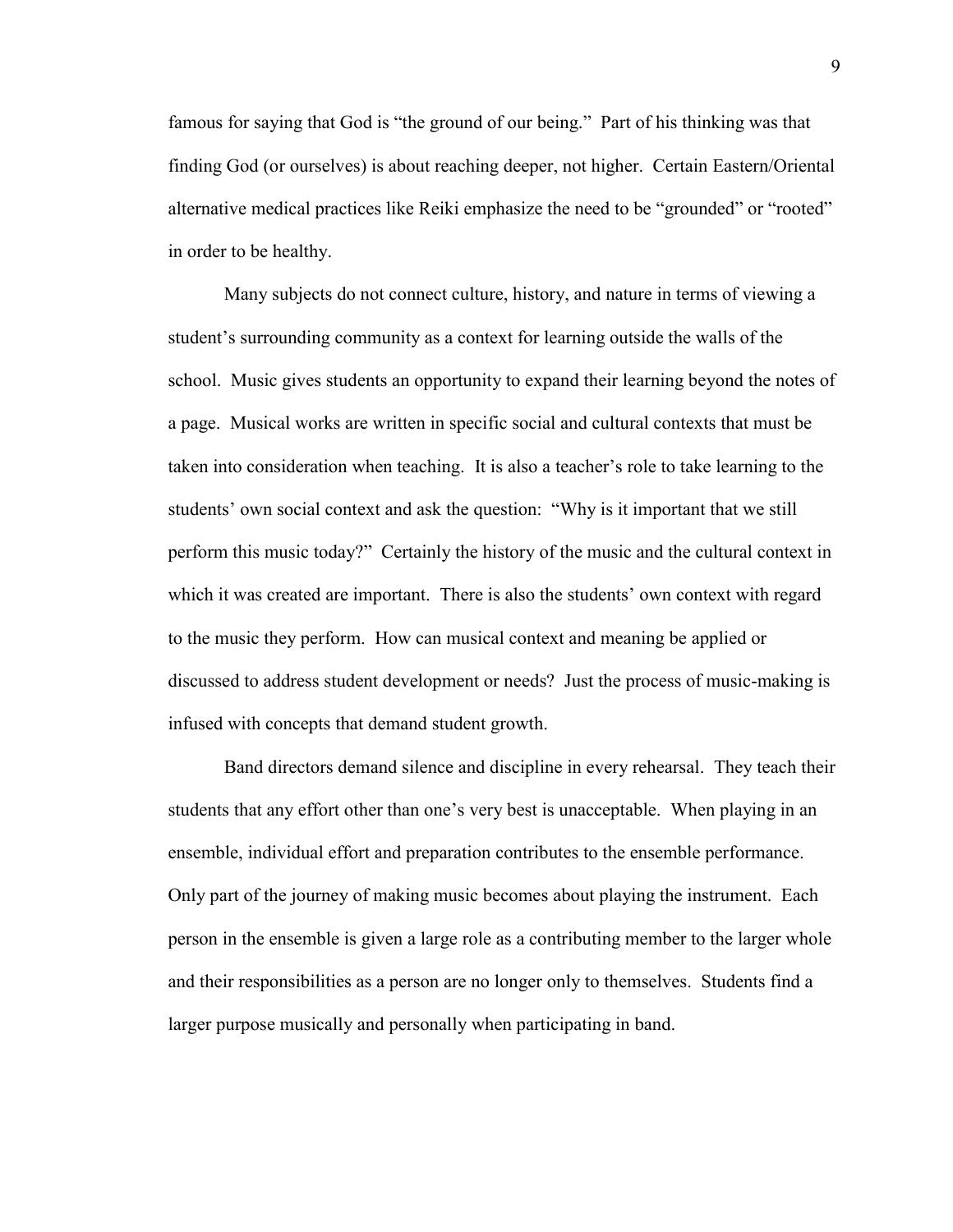famous for saying that God is "the ground of our being." Part of his thinking was that finding God (or ourselves) is about reaching deeper, not higher. Certain Eastern/Oriental alternative medical practices like Reiki emphasize the need to be "grounded" or "rooted" in order to be healthy.

Many subjects do not connect culture, history, and nature in terms of viewing a student's surrounding community as a context for learning outside the walls of the school. Music gives students an opportunity to expand their learning beyond the notes of a page. Musical works are written in specific social and cultural contexts that must be taken into consideration when teaching. It is also a teacher's role to take learning to the students' own social context and ask the question: "Why is it important that we still perform this music today?" Certainly the history of the music and the cultural context in which it was created are important. There is also the students' own context with regard to the music they perform. How can musical context and meaning be applied or discussed to address student development or needs? Just the process of music-making is infused with concepts that demand student growth.

Band directors demand silence and discipline in every rehearsal. They teach their students that any effort other than one's very best is unacceptable. When playing in an ensemble, individual effort and preparation contributes to the ensemble performance. Only part of the journey of making music becomes about playing the instrument. Each person in the ensemble is given a large role as a contributing member to the larger whole and their responsibilities as a person are no longer only to themselves. Students find a larger purpose musically and personally when participating in band.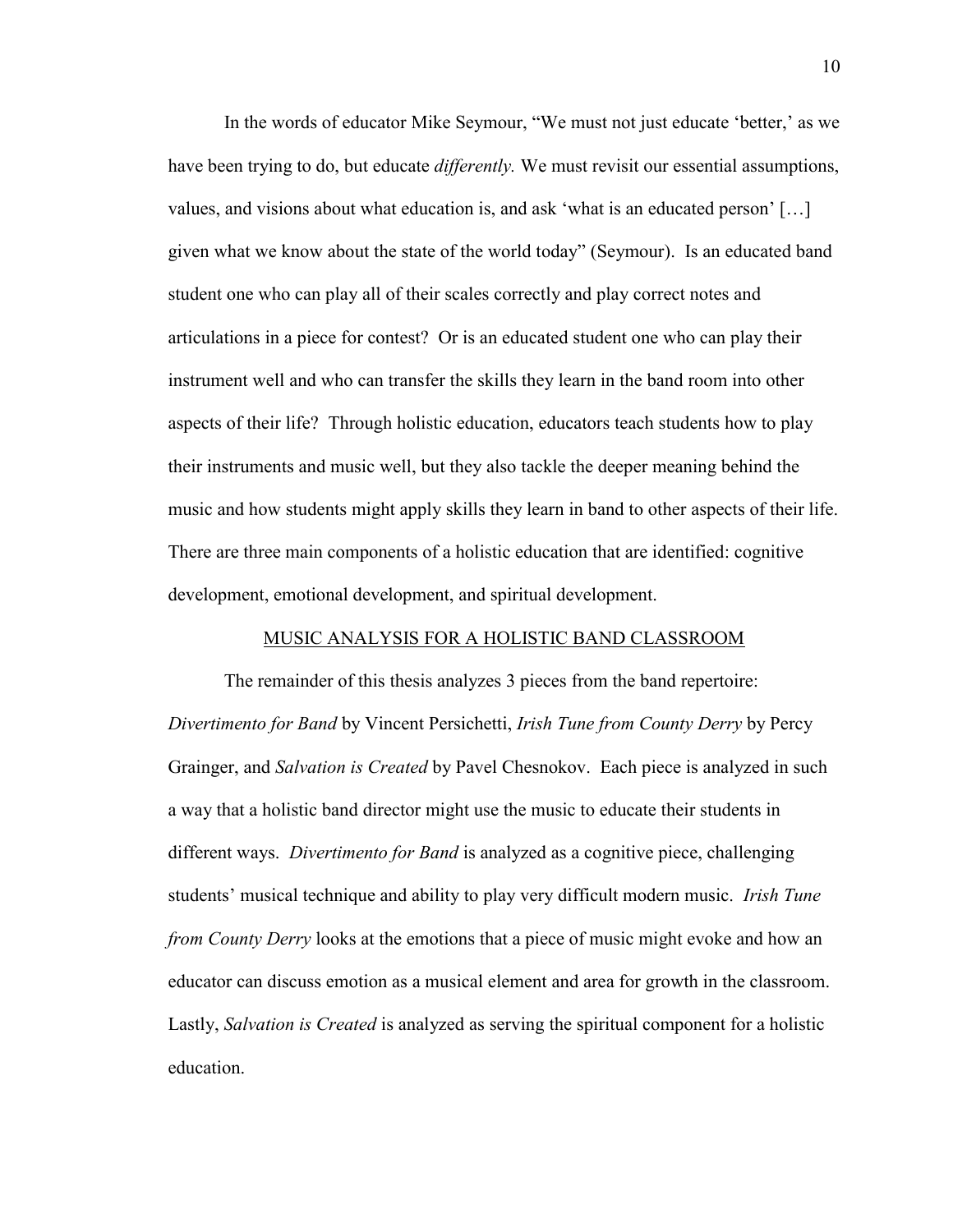In the words of educator Mike Seymour, "We must not just educate 'better,' as we have been trying to do, but educate *differently.* We must revisit our essential assumptions, values, and visions about what education is, and ask 'what is an educated person' […] given what we know about the state of the world today" (Seymour). Is an educated band student one who can play all of their scales correctly and play correct notes and articulations in a piece for contest? Or is an educated student one who can play their instrument well and who can transfer the skills they learn in the band room into other aspects of their life? Through holistic education, educators teach students how to play their instruments and music well, but they also tackle the deeper meaning behind the music and how students might apply skills they learn in band to other aspects of their life. There are three main components of a holistic education that are identified: cognitive development, emotional development, and spiritual development.

## MUSIC ANALYSIS FOR A HOLISTIC BAND CLASSROOM

The remainder of this thesis analyzes 3 pieces from the band repertoire: *Divertimento for Band* by Vincent Persichetti, *Irish Tune from County Derry* by Percy Grainger, and *Salvation is Created* by Pavel Chesnokov. Each piece is analyzed in such a way that a holistic band director might use the music to educate their students in different ways. *Divertimento for Band* is analyzed as a cognitive piece, challenging students' musical technique and ability to play very difficult modern music. *Irish Tune from County Derry* looks at the emotions that a piece of music might evoke and how an educator can discuss emotion as a musical element and area for growth in the classroom. Lastly, *Salvation is Created* is analyzed as serving the spiritual component for a holistic education.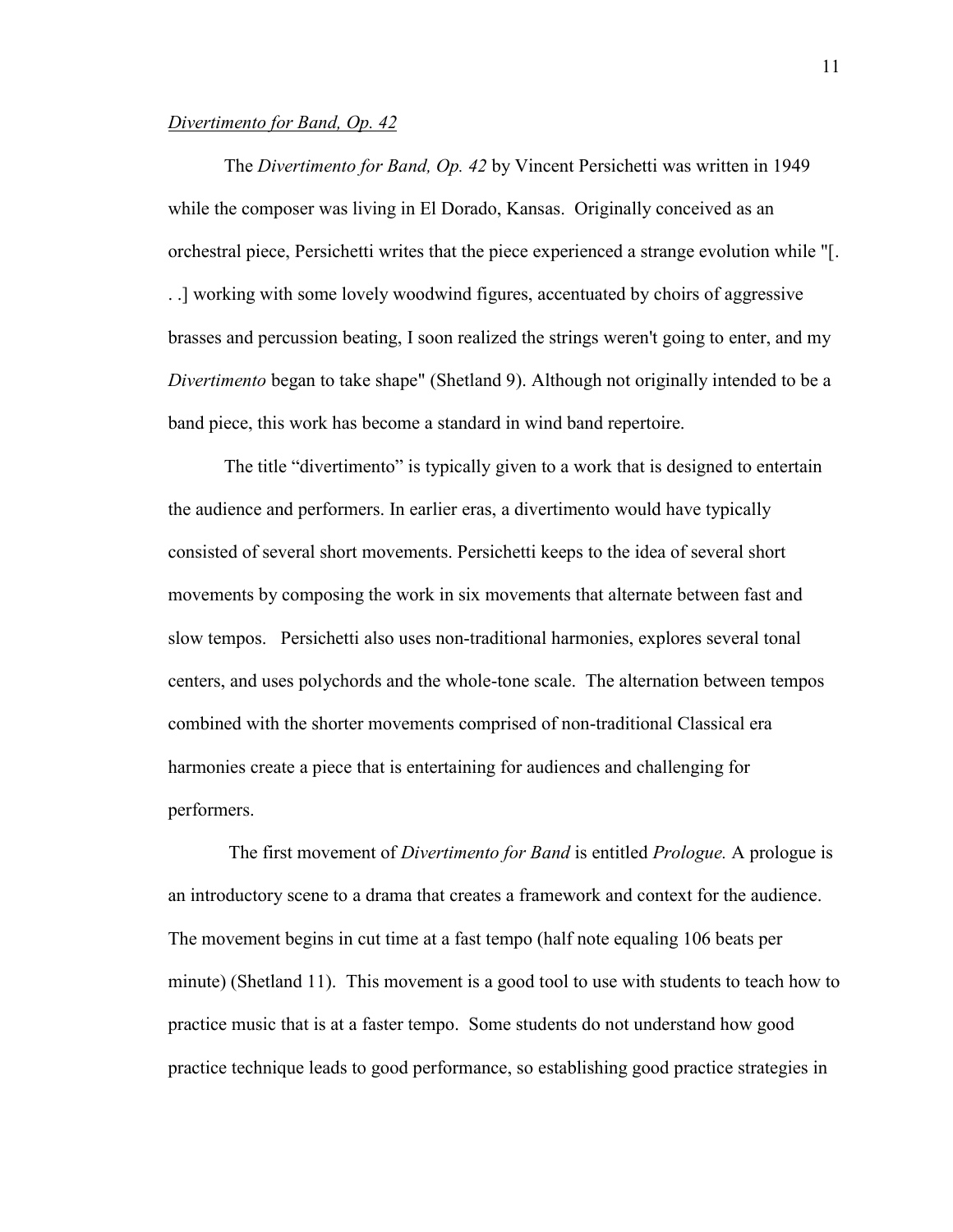*Divertimento for Band, Op. 42*

The *Divertimento for Band, Op. 42* by Vincent Persichetti was written in 1949 while the composer was living in El Dorado, Kansas. Originally conceived as an orchestral piece, Persichetti writes that the piece experienced a strange evolution while "[. . .] working with some lovely woodwind figures, accentuated by choirs of aggressive brasses and percussion beating, I soon realized the strings weren't going to enter, and my *Divertimento* began to take shape" (Shetland 9). Although not originally intended to be a band piece, this work has become a standard in wind band repertoire.

The title "divertimento" is typically given to a work that is designed to entertain the audience and performers. In earlier eras, a divertimento would have typically consisted of several short movements. Persichetti keeps to the idea of several short movements by composing the work in six movements that alternate between fast and slow tempos. Persichetti also uses non-traditional harmonies, explores several tonal centers, and uses polychords and the whole-tone scale. The alternation between tempos combined with the shorter movements comprised of non-traditional Classical era harmonies create a piece that is entertaining for audiences and challenging for performers.

The first movement of *Divertimento for Band* is entitled *Prologue.* A prologue is an introductory scene to a drama that creates a framework and context for the audience. The movement begins in cut time at a fast tempo (half note equaling 106 beats per minute) (Shetland 11). This movement is a good tool to use with students to teach how to practice music that is at a faster tempo. Some students do not understand how good practice technique leads to good performance, so establishing good practice strategies in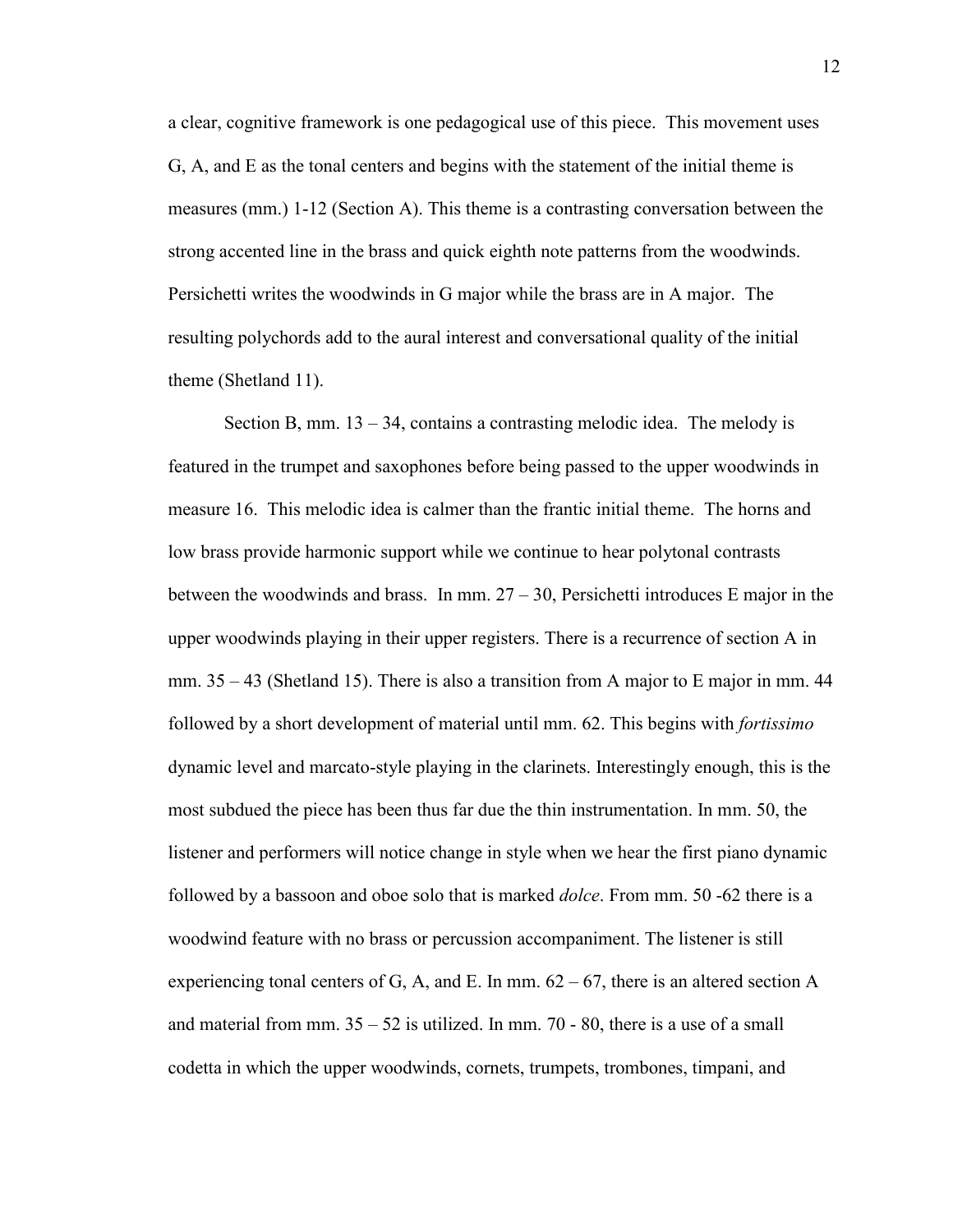a clear, cognitive framework is one pedagogical use of this piece. This movement uses G, A, and E as the tonal centers and begins with the statement of the initial theme is measures (mm.) 1-12 (Section A). This theme is a contrasting conversation between the strong accented line in the brass and quick eighth note patterns from the woodwinds. Persichetti writes the woodwinds in G major while the brass are in A major. The resulting polychords add to the aural interest and conversational quality of the initial theme (Shetland 11).

Section B, mm. 13 – 34, contains a contrasting melodic idea. The melody is featured in the trumpet and saxophones before being passed to the upper woodwinds in measure 16. This melodic idea is calmer than the frantic initial theme. The horns and low brass provide harmonic support while we continue to hear polytonal contrasts between the woodwinds and brass. In mm. 27 – 30, Persichetti introduces E major in the upper woodwinds playing in their upper registers. There is a recurrence of section A in mm. 35 – 43 (Shetland 15). There is also a transition from A major to E major in mm. 44 followed by a short development of material until mm. 62. This begins with *fortissimo* dynamic level and marcato-style playing in the clarinets. Interestingly enough, this is the most subdued the piece has been thus far due the thin instrumentation. In mm. 50, the listener and performers will notice change in style when we hear the first piano dynamic followed by a bassoon and oboe solo that is marked *dolce*. From mm. 50 -62 there is a woodwind feature with no brass or percussion accompaniment. The listener is still experiencing tonal centers of G, A, and E. In mm. 62 – 67, there is an altered section A and material from mm. 35 – 52 is utilized. In mm. 70 - 80, there is a use of a small codetta in which the upper woodwinds, cornets, trumpets, trombones, timpani, and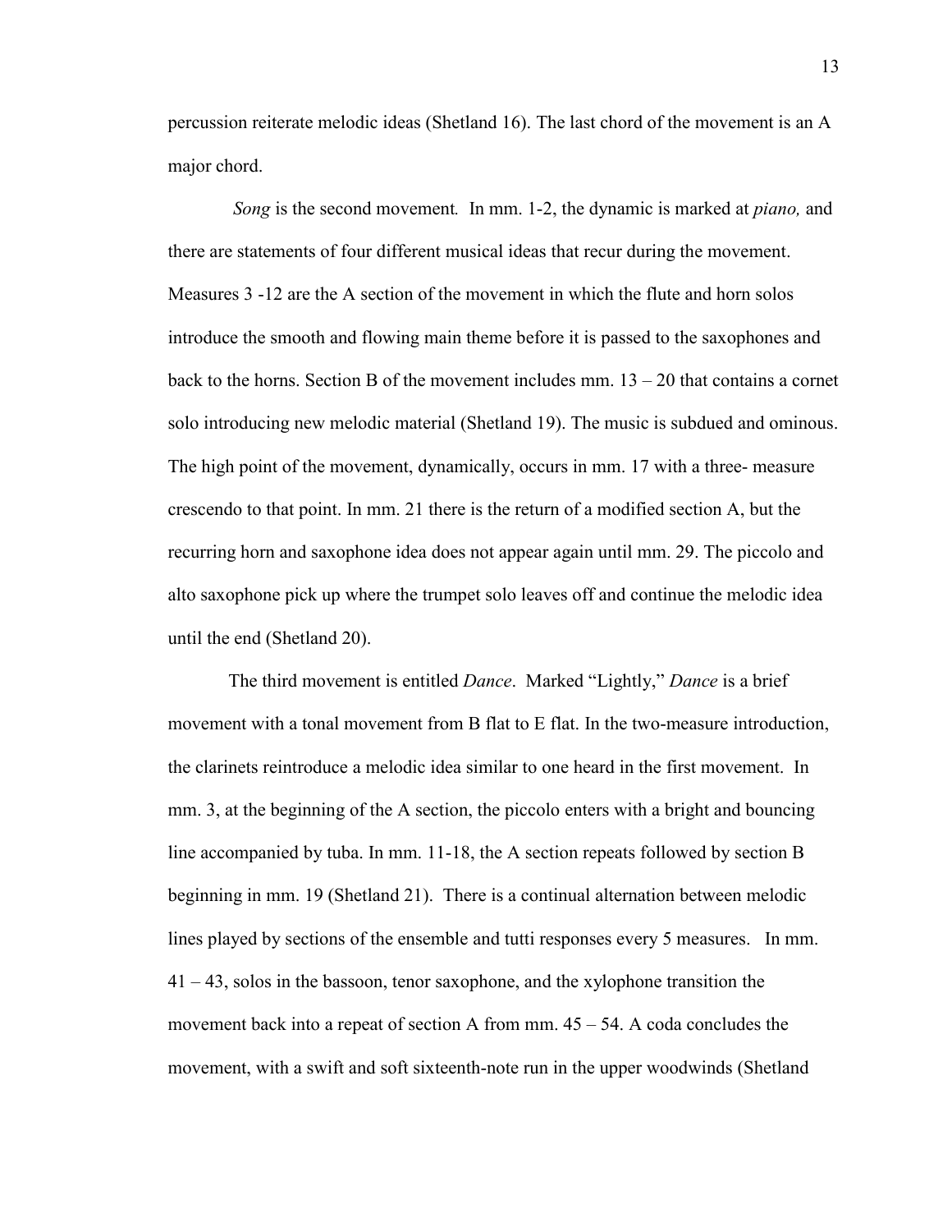percussion reiterate melodic ideas (Shetland 16). The last chord of the movement is an A major chord.

*Song* is the second movement. In mm. 1-2, the dynamic is marked at *piano,* and there are statements of four different musical ideas that recur during the movement. Measures 3 -12 are the A section of the movement in which the flute and horn solos introduce the smooth and flowing main theme before it is passed to the saxophones and back to the horns. Section B of the movement includes mm. 13 – 20 that contains a cornet solo introducing new melodic material (Shetland 19). The music is subdued and ominous. The high point of the movement, dynamically, occurs in mm. 17 with a three- measure crescendo to that point. In mm. 21 there is the return of a modified section A, but the recurring horn and saxophone idea does not appear again until mm. 29. The piccolo and alto saxophone pick up where the trumpet solo leaves off and continue the melodic idea until the end (Shetland 20).

The third movement is entitled *Dance*. Marked "Lightly," *Dance* is a brief movement with a tonal movement from B flat to E flat. In the two-measure introduction, the clarinets reintroduce a melodic idea similar to one heard in the first movement. In mm. 3, at the beginning of the A section, the piccolo enters with a bright and bouncing line accompanied by tuba. In mm. 11-18, the A section repeats followed by section B beginning in mm. 19 (Shetland 21). There is a continual alternation between melodic lines played by sections of the ensemble and tutti responses every 5 measures. In mm. 41 – 43, solos in the bassoon, tenor saxophone, and the xylophone transition the movement back into a repeat of section A from mm. 45 – 54. A coda concludes the movement, with a swift and soft sixteenth-note run in the upper woodwinds (Shetland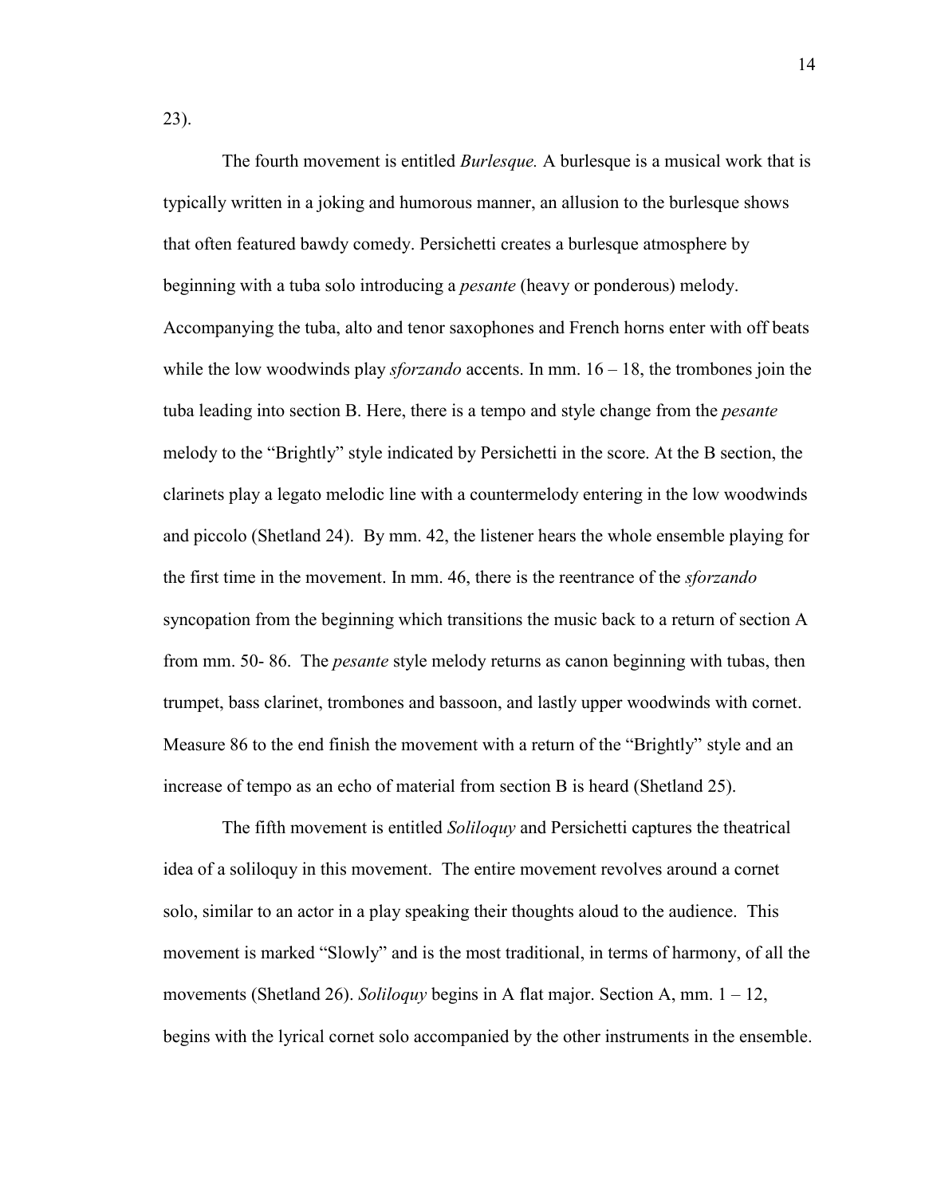23).

The fourth movement is entitled *Burlesque.* A burlesque is a musical work that is typically written in a joking and humorous manner, an allusion to the burlesque shows that often featured bawdy comedy. Persichetti creates a burlesque atmosphere by beginning with a tuba solo introducing a *pesante* (heavy or ponderous) melody. Accompanying the tuba, alto and tenor saxophones and French horns enter with off beats while the low woodwinds play *sforzando* accents. In mm. 16 – 18, the trombones join the tuba leading into section B. Here, there is a tempo and style change from the *pesante* melody to the "Brightly" style indicated by Persichetti in the score. At the B section, the clarinets play a legato melodic line with a countermelody entering in the low woodwinds and piccolo (Shetland 24). By mm. 42, the listener hears the whole ensemble playing for the first time in the movement. In mm. 46, there is the reentrance of the *sforzando* syncopation from the beginning which transitions the music back to a return of section A from mm. 50- 86. The *pesante* style melody returns as canon beginning with tubas, then trumpet, bass clarinet, trombones and bassoon, and lastly upper woodwinds with cornet. Measure 86 to the end finish the movement with a return of the "Brightly" style and an increase of tempo as an echo of material from section B is heard (Shetland 25).

The fifth movement is entitled *Soliloquy* and Persichetti captures the theatrical idea of a soliloquy in this movement. The entire movement revolves around a cornet solo, similar to an actor in a play speaking their thoughts aloud to the audience. This movement is marked "Slowly" and is the most traditional, in terms of harmony, of all the movements (Shetland 26). *Soliloquy* begins in A flat major. Section A, mm. 1 – 12, begins with the lyrical cornet solo accompanied by the other instruments in the ensemble.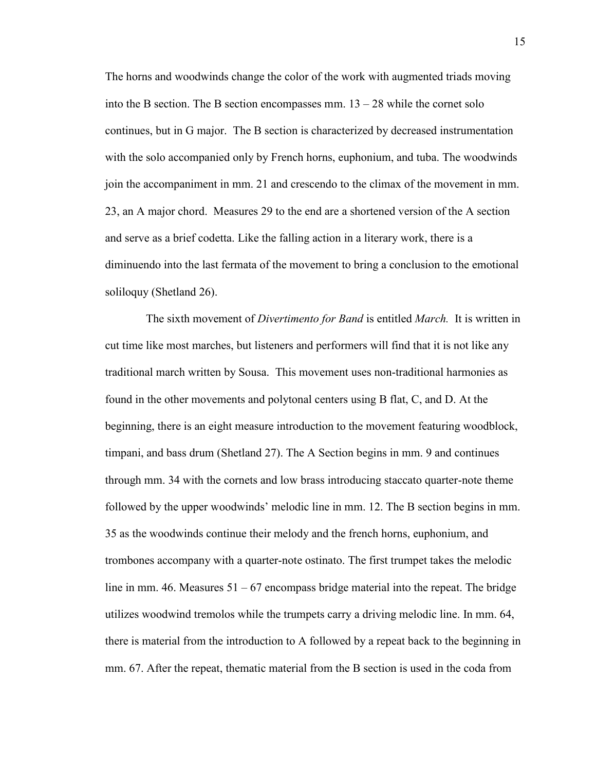The horns and woodwinds change the color of the work with augmented triads moving into the B section. The B section encompasses mm. 13 – 28 while the cornet solo continues, but in G major. The B section is characterized by decreased instrumentation with the solo accompanied only by French horns, euphonium, and tuba. The woodwinds join the accompaniment in mm. 21 and crescendo to the climax of the movement in mm. 23, an A major chord. Measures 29 to the end are a shortened version of the A section and serve as a brief codetta. Like the falling action in a literary work, there is a diminuendo into the last fermata of the movement to bring a conclusion to the emotional soliloquy (Shetland 26).

The sixth movement of *Divertimento for Band* is entitled *March.* It is written in cut time like most marches, but listeners and performers will find that it is not like any traditional march written by Sousa. This movement uses non-traditional harmonies as found in the other movements and polytonal centers using B flat, C, and D. At the beginning, there is an eight measure introduction to the movement featuring woodblock, timpani, and bass drum (Shetland 27). The A Section begins in mm. 9 and continues through mm. 34 with the cornets and low brass introducing staccato quarter-note theme followed by the upper woodwinds' melodic line in mm. 12. The B section begins in mm. 35 as the woodwinds continue their melody and the french horns, euphonium, and trombones accompany with a quarter-note ostinato. The first trumpet takes the melodic line in mm. 46. Measures 51 – 67 encompass bridge material into the repeat. The bridge utilizes woodwind tremolos while the trumpets carry a driving melodic line. In mm. 64, there is material from the introduction to A followed by a repeat back to the beginning in mm. 67. After the repeat, thematic material from the B section is used in the coda from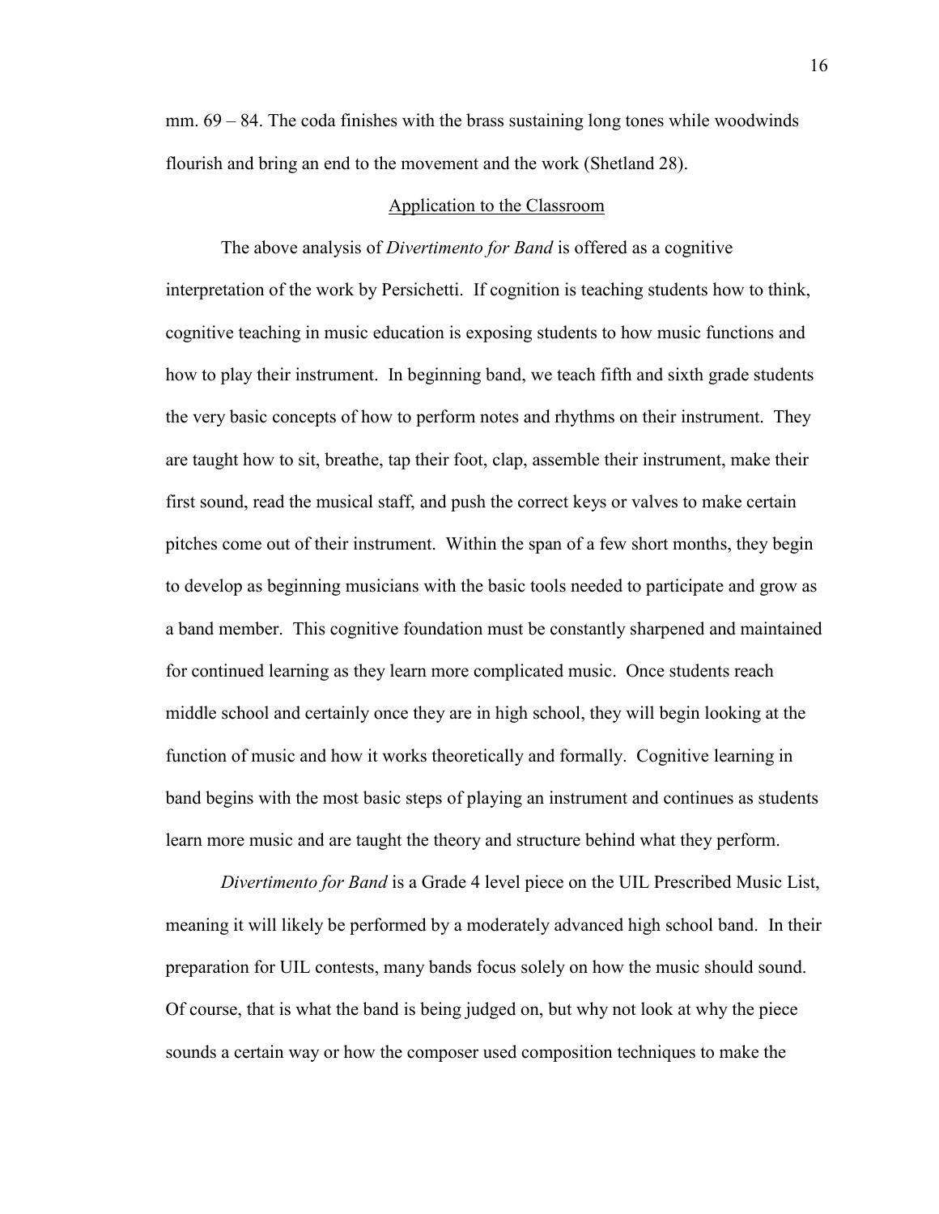mm. 69 – 84. The coda finishes with the brass sustaining long tones while woodwinds flourish and bring an end to the movement and the work (Shetland 28).

## Application to the Classroom

The above analysis of *Divertimento for Band* is offered as a cognitive interpretation of the work by Persichetti. If cognition is teaching students how to think, cognitive teaching in music education is exposing students to how music functions and how to play their instrument. In beginning band, we teach fifth and sixth grade students the very basic concepts of how to perform notes and rhythms on their instrument. They are taught how to sit, breathe, tap their foot, clap, assemble their instrument, make their first sound, read the musical staff, and push the correct keys or valves to make certain pitches come out of their instrument. Within the span of a few short months, they begin to develop as beginning musicians with the basic tools needed to participate and grow as a band member. This cognitive foundation must be constantly sharpened and maintained for continued learning as they learn more complicated music. Once students reach middle school and certainly once they are in high school, they will begin looking at the function of music and how it works theoretically and formally. Cognitive learning in band begins with the most basic steps of playing an instrument and continues as students learn more music and are taught the theory and structure behind what they perform.

*Divertimento for Band* is a Grade 4 level piece on the UIL Prescribed Music List, meaning it will likely be performed by a moderately advanced high school band. In their preparation for UIL contests, many bands focus solely on how the music should sound. Of course, that is what the band is being judged on, but why not look at why the piece sounds a certain way or how the composer used composition techniques to make the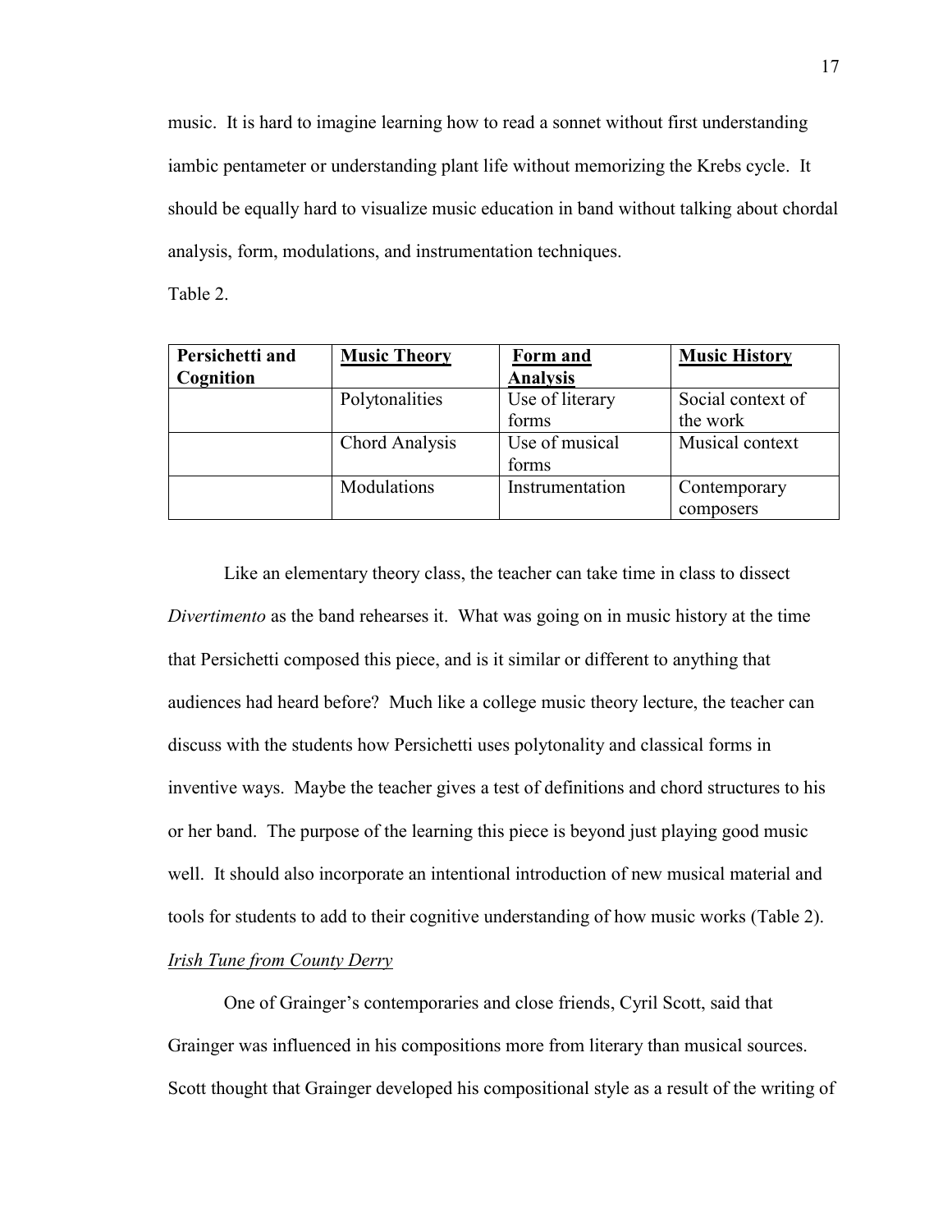music. It is hard to imagine learning how to read a sonnet without first understanding iambic pentameter or understanding plant life without memorizing the Krebs cycle. It should be equally hard to visualize music education in band without talking about chordal analysis, form, modulations, and instrumentation techniques.

Table 2.

| **Persichetti and Cognition** | **Music Theory** | **Form and Analysis** | **Music History** |
|---|---|---|---|
| | Polytonalities | Use of literary forms | Social context of the work |
| | Chord Analysis | Use of musical forms | Musical context |
| | Modulations | Instrumentation | Contemporary composers |

Like an elementary theory class, the teacher can take time in class to dissect *Divertimento* as the band rehearses it. What was going on in music history at the time that Persichetti composed this piece, and is it similar or different to anything that audiences had heard before? Much like a college music theory lecture, the teacher can discuss with the students how Persichetti uses polytonality and classical forms in inventive ways. Maybe the teacher gives a test of definitions and chord structures to his or her band. The purpose of the learning this piece is beyond just playing good music well. It should also incorporate an intentional introduction of new musical material and tools for students to add to their cognitive understanding of how music works (Table 2).

*Irish Tune from County Derry*

One of Grainger's contemporaries and close friends, Cyril Scott, said that Grainger was influenced in his compositions more from literary than musical sources. Scott thought that Grainger developed his compositional style as a result of the writing of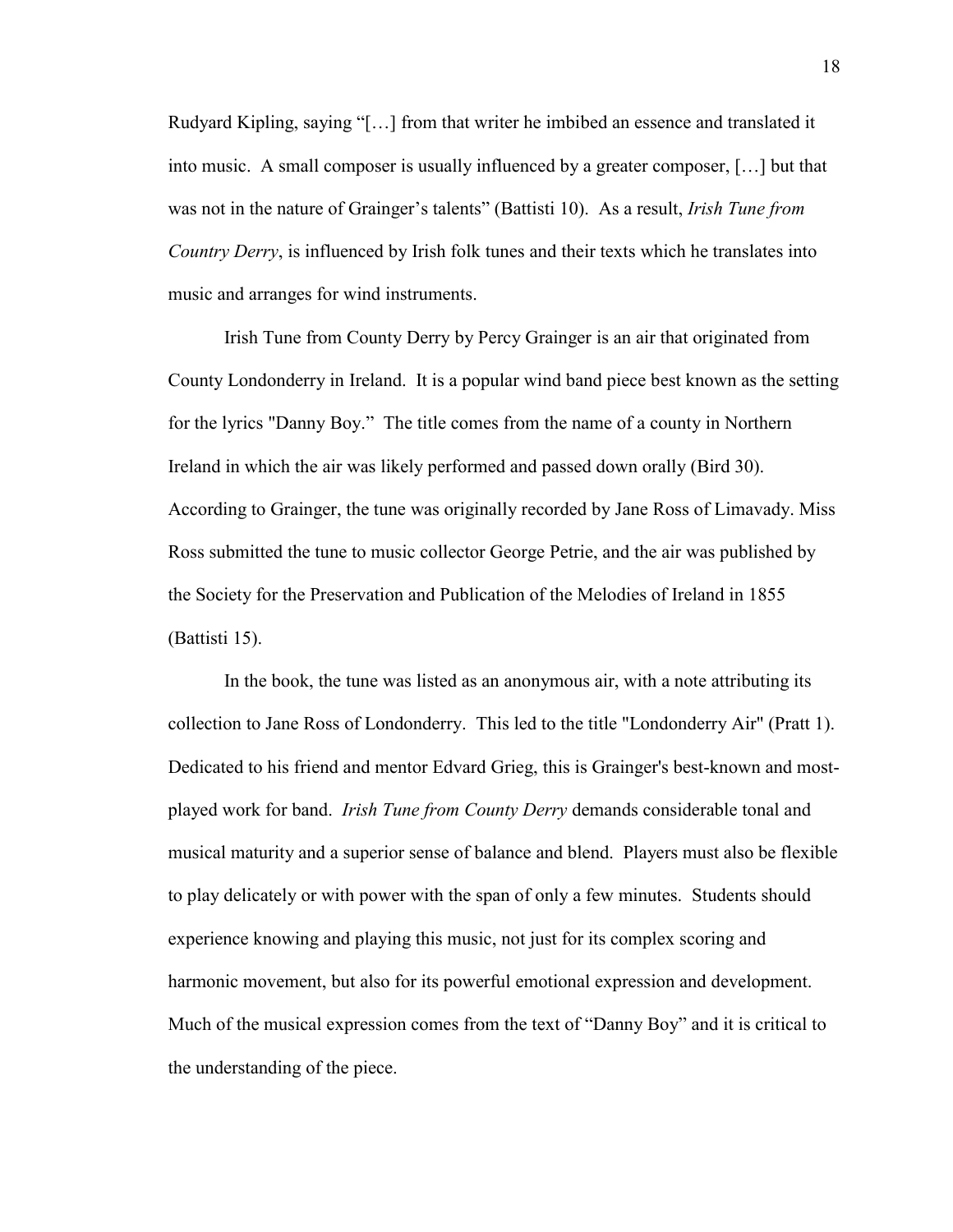Rudyard Kipling, saying "[…] from that writer he imbibed an essence and translated it into music. A small composer is usually influenced by a greater composer, […] but that was not in the nature of Grainger's talents" (Battisti 10). As a result, *Irish Tune from Country Derry*, is influenced by Irish folk tunes and their texts which he translates into music and arranges for wind instruments.

Irish Tune from County Derry by Percy Grainger is an air that originated from County Londonderry in Ireland. It is a popular wind band piece best known as the setting for the lyrics "Danny Boy." The title comes from the name of a county in Northern Ireland in which the air was likely performed and passed down orally (Bird 30). According to Grainger, the tune was originally recorded by Jane Ross of Limavady. Miss Ross submitted the tune to music collector George Petrie, and the air was published by the Society for the Preservation and Publication of the Melodies of Ireland in 1855 (Battisti 15).

In the book, the tune was listed as an anonymous air, with a note attributing its collection to Jane Ross of Londonderry. This led to the title "Londonderry Air" (Pratt 1). Dedicated to his friend and mentor Edvard Grieg, this is Grainger's best-known and most-played work for band. *Irish Tune from County Derry* demands considerable tonal and musical maturity and a superior sense of balance and blend. Players must also be flexible to play delicately or with power with the span of only a few minutes. Students should experience knowing and playing this music, not just for its complex scoring and harmonic movement, but also for its powerful emotional expression and development. Much of the musical expression comes from the text of "Danny Boy" and it is critical to the understanding of the piece.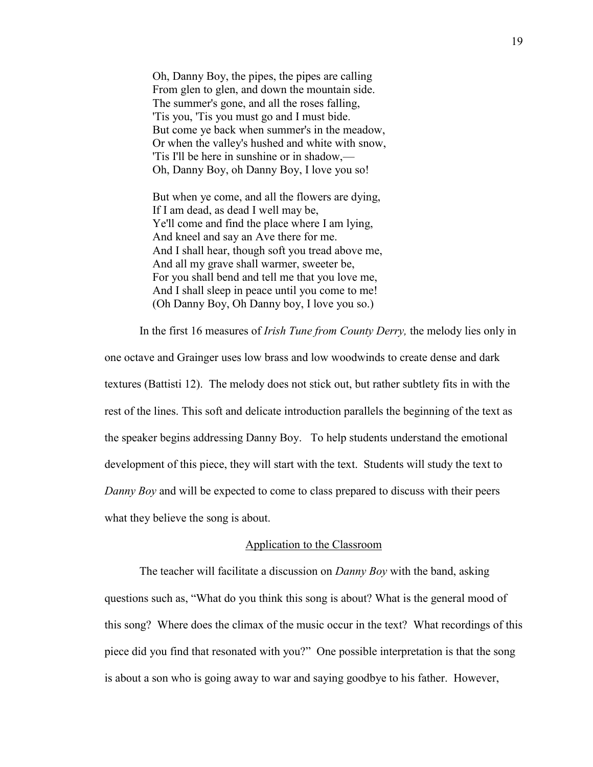Oh, Danny Boy, the pipes, the pipes are calling
From glen to glen, and down the mountain side.
The summer's gone, and all the roses falling,
'Tis you, 'Tis you must go and I must bide.
But come ye back when summer's in the meadow,
Or when the valley's hushed and white with snow,
'Tis I'll be here in sunshine or in shadow,—
Oh, Danny Boy, oh Danny Boy, I love you so!

But when ye come, and all the flowers are dying,
If I am dead, as dead I well may be,
Ye'll come and find the place where I am lying,
And kneel and say an Ave there for me.
And I shall hear, though soft you tread above me,
And all my grave shall warmer, sweeter be,
For you shall bend and tell me that you love me,
And I shall sleep in peace until you come to me!
(Oh Danny Boy, Oh Danny boy, I love you so.)

In the first 16 measures of *Irish Tune from County Derry,* the melody lies only in one octave and Grainger uses low brass and low woodwinds to create dense and dark textures (Battisti 12). The melody does not stick out, but rather subtletly fits in with the rest of the lines. This soft and delicate introduction parallels the beginning of the text as the speaker begins addressing Danny Boy. To help students understand the emotional development of this piece, they will start with the text. Students will study the text to *Danny Boy* and will be expected to come to class prepared to discuss with their peers what they believe the song is about.

<u>Application to the Classroom</u>

The teacher will facilitate a discussion on *Danny Boy* with the band, asking questions such as, "What do you think this song is about? What is the general mood of this song? Where does the climax of the music occur in the text? What recordings of this piece did you find that resonated with you?" One possible interpretation is that the song is about a son who is going away to war and saying goodbye to his father. However,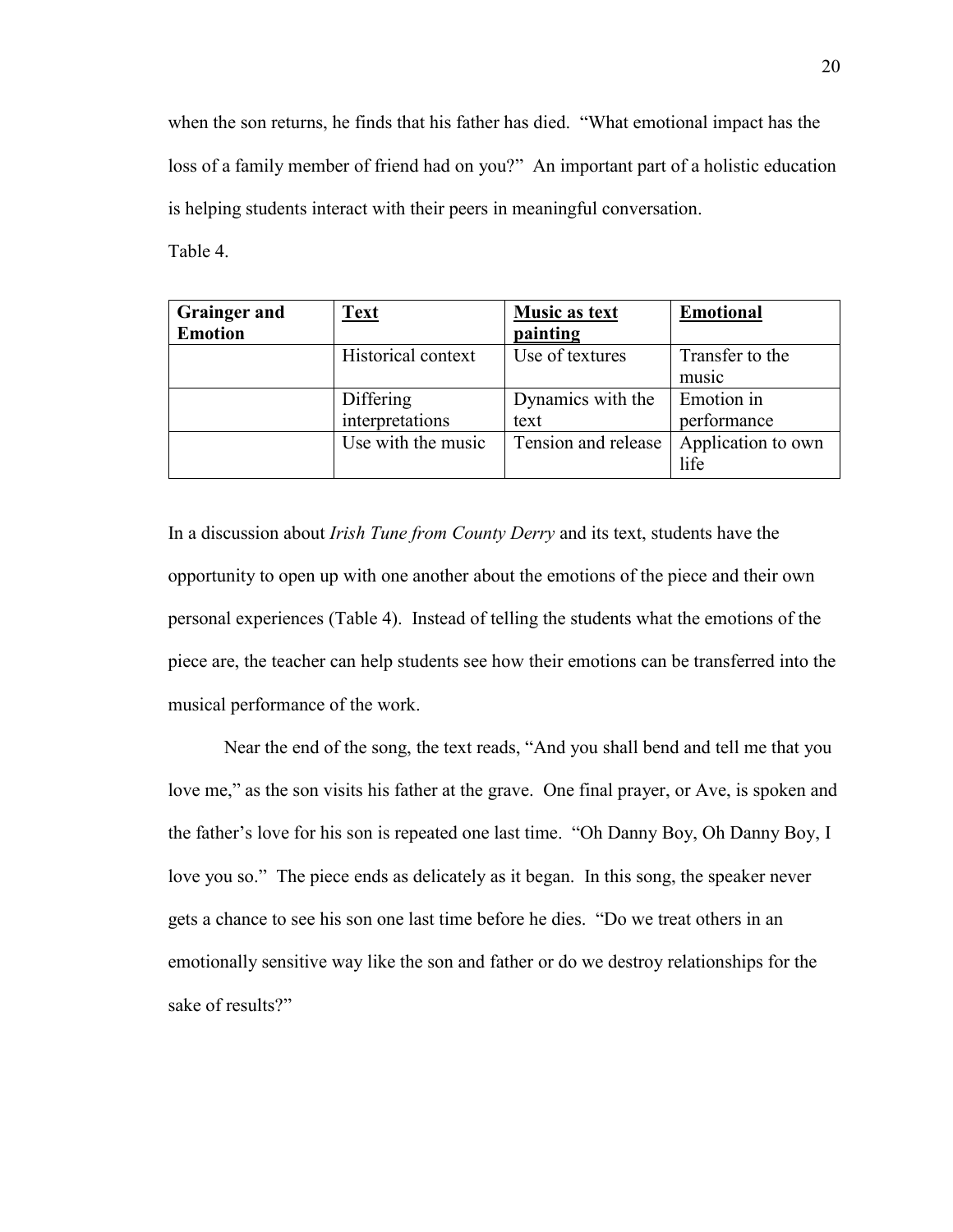when the son returns, he finds that his father has died. "What emotional impact has the loss of a family member of friend had on you?" An important part of a holistic education is helping students interact with their peers in meaningful conversation.

Table 4.

| **Grainger and Emotion** | **Text** | **Music as text painting** | **Emotional** |
|---|---|---|---|
| | Historical context | Use of textures | Transfer to the music |
| | Differing interpretations | Dynamics with the text | Emotion in performance |
| | Use with the music | Tension and release | Application to own life |

In a discussion about *Irish Tune from County Derry* and its text, students have the opportunity to open up with one another about the emotions of the piece and their own personal experiences (Table 4). Instead of telling the students what the emotions of the piece are, the teacher can help students see how their emotions can be transferred into the musical performance of the work.

Near the end of the song, the text reads, "And you shall bend and tell me that you love me," as the son visits his father at the grave. One final prayer, or Ave, is spoken and the father's love for his son is repeated one last time. "Oh Danny Boy, Oh Danny Boy, I love you so." The piece ends as delicately as it began. In this song, the speaker never gets a chance to see his son one last time before he dies. "Do we treat others in an emotionally sensitive way like the son and father or do we destroy relationships for the sake of results?"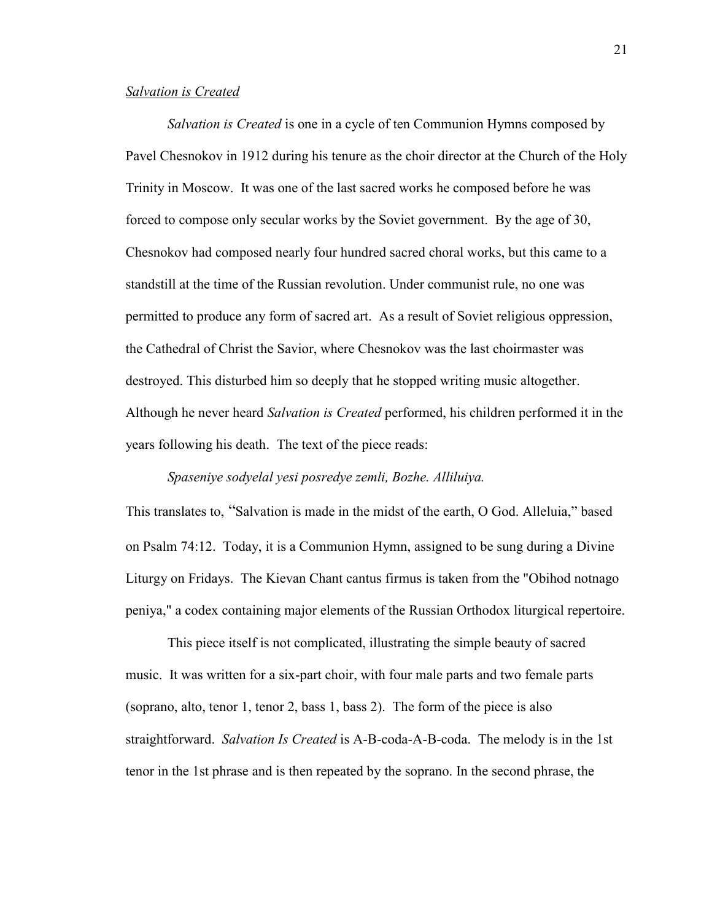_Salvation is Created_

*Salvation is Created* is one in a cycle of ten Communion Hymns composed by Pavel Chesnokov in 1912 during his tenure as the choir director at the Church of the Holy Trinity in Moscow. It was one of the last sacred works he composed before he was forced to compose only secular works by the Soviet government. By the age of 30, Chesnokov had composed nearly four hundred sacred choral works, but this came to a standstill at the time of the Russian revolution. Under communist rule, no one was permitted to produce any form of sacred art. As a result of Soviet religious oppression, the Cathedral of Christ the Savior, where Chesnokov was the last choirmaster was destroyed. This disturbed him so deeply that he stopped writing music altogether. Although he never heard *Salvation is Created* performed, his children performed it in the years following his death. The text of the piece reads:

*Spaseniye sodyelal yesi posredye zemli, Bozhe. Alliluiya.*

This translates to, "Salvation is made in the midst of the earth, O God. Alleluia," based on Psalm 74:12. Today, it is a Communion Hymn, assigned to be sung during a Divine Liturgy on Fridays. The Kievan Chant cantus firmus is taken from the "Obihod notnago peniya," a codex containing major elements of the Russian Orthodox liturgical repertoire.

This piece itself is not complicated, illustrating the simple beauty of sacred music. It was written for a six-part choir, with four male parts and two female parts (soprano, alto, tenor 1, tenor 2, bass 1, bass 2). The form of the piece is also straightforward. *Salvation Is Created* is A-B-coda-A-B-coda. The melody is in the 1st tenor in the 1st phrase and is then repeated by the soprano. In the second phrase, the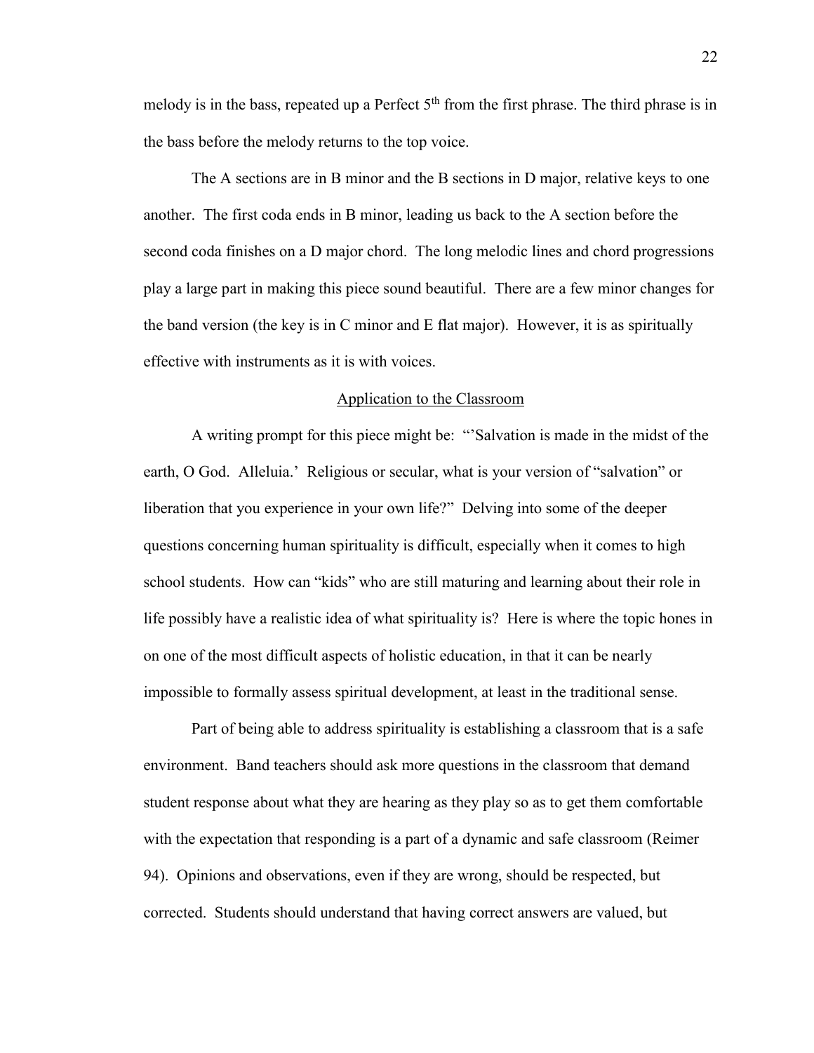melody is in the bass, repeated up a Perfect 5th from the first phrase. The third phrase is in the bass before the melody returns to the top voice.

The A sections are in B minor and the B sections in D major, relative keys to one another. The first coda ends in B minor, leading us back to the A section before the second coda finishes on a D major chord. The long melodic lines and chord progressions play a large part in making this piece sound beautiful. There are a few minor changes for the band version (the key is in C minor and E flat major). However, it is as spiritually effective with instruments as it is with voices.

## Application to the Classroom

A writing prompt for this piece might be: "'Salvation is made in the midst of the earth, O God. Alleluia.' Religious or secular, what is your version of "salvation" or liberation that you experience in your own life?" Delving into some of the deeper questions concerning human spirituality is difficult, especially when it comes to high school students. How can "kids" who are still maturing and learning about their role in life possibly have a realistic idea of what spirituality is? Here is where the topic hones in on one of the most difficult aspects of holistic education, in that it can be nearly impossible to formally assess spiritual development, at least in the traditional sense.

Part of being able to address spirituality is establishing a classroom that is a safe environment. Band teachers should ask more questions in the classroom that demand student response about what they are hearing as they play so as to get them comfortable with the expectation that responding is a part of a dynamic and safe classroom (Reimer 94). Opinions and observations, even if they are wrong, should be respected, but corrected. Students should understand that having correct answers are valued, but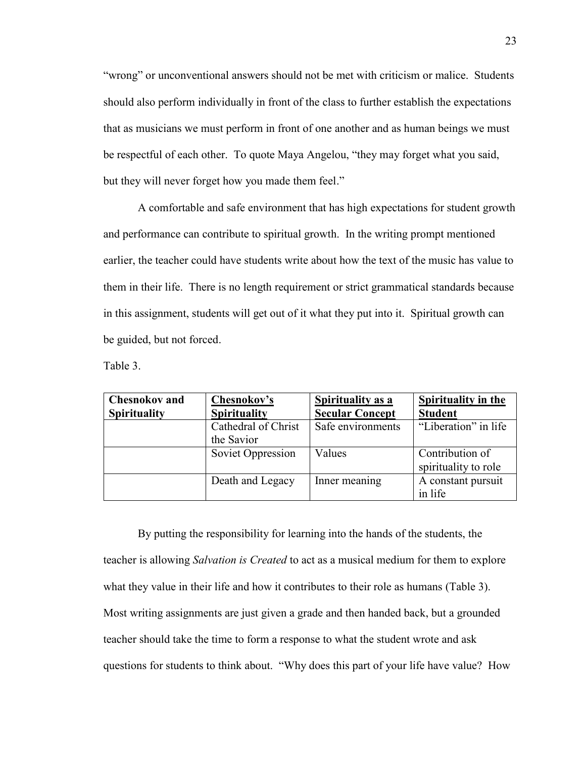"wrong" or unconventional answers should not be met with criticism or malice. Students should also perform individually in front of the class to further establish the expectations that as musicians we must perform in front of one another and as human beings we must be respectful of each other. To quote Maya Angelou, "they may forget what you said, but they will never forget how you made them feel."

A comfortable and safe environment that has high expectations for student growth and performance can contribute to spiritual growth. In the writing prompt mentioned earlier, the teacher could have students write about how the text of the music has value to them in their life. There is no length requirement or strict grammatical standards because in this assignment, students will get out of it what they put into it. Spiritual growth can be guided, but not forced.

Table 3.

| **Chesnokov and Spirituality** | **Chesnokov's Spirituality** | **Spirituality as a Secular Concept** | **Spirituality in the Student** |
|---|---|---|---|
| | Cathedral of Christ the Savior | Safe environments | "Liberation" in life |
| | Soviet Oppression | Values | Contribution of spirituality to role |
| | Death and Legacy | Inner meaning | A constant pursuit in life |

By putting the responsibility for learning into the hands of the students, the teacher is allowing *Salvation is Created* to act as a musical medium for them to explore what they value in their life and how it contributes to their role as humans (Table 3). Most writing assignments are just given a grade and then handed back, but a grounded teacher should take the time to form a response to what the student wrote and ask questions for students to think about. "Why does this part of your life have value? How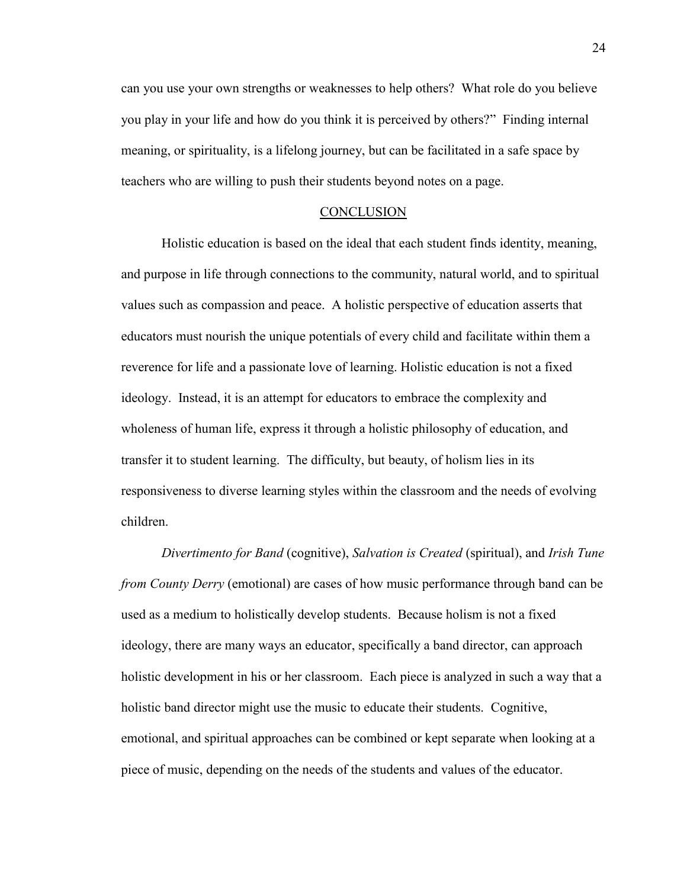can you use your own strengths or weaknesses to help others? What role do you believe you play in your life and how do you think it is perceived by others?" Finding internal meaning, or spirituality, is a lifelong journey, but can be facilitated in a safe space by teachers who are willing to push their students beyond notes on a page.

## CONCLUSION

Holistic education is based on the ideal that each student finds identity, meaning, and purpose in life through connections to the community, natural world, and to spiritual values such as compassion and peace. A holistic perspective of education asserts that educators must nourish the unique potentials of every child and facilitate within them a reverence for life and a passionate love of learning. Holistic education is not a fixed ideology. Instead, it is an attempt for educators to embrace the complexity and wholeness of human life, express it through a holistic philosophy of education, and transfer it to student learning. The difficulty, but beauty, of holism lies in its responsiveness to diverse learning styles within the classroom and the needs of evolving children.

*Divertimento for Band* (cognitive), *Salvation is Created* (spiritual), and *Irish Tune from County Derry* (emotional) are cases of how music performance through band can be used as a medium to holistically develop students. Because holism is not a fixed ideology, there are many ways an educator, specifically a band director, can approach holistic development in his or her classroom. Each piece is analyzed in such a way that a holistic band director might use the music to educate their students. Cognitive, emotional, and spiritual approaches can be combined or kept separate when looking at a piece of music, depending on the needs of the students and values of the educator.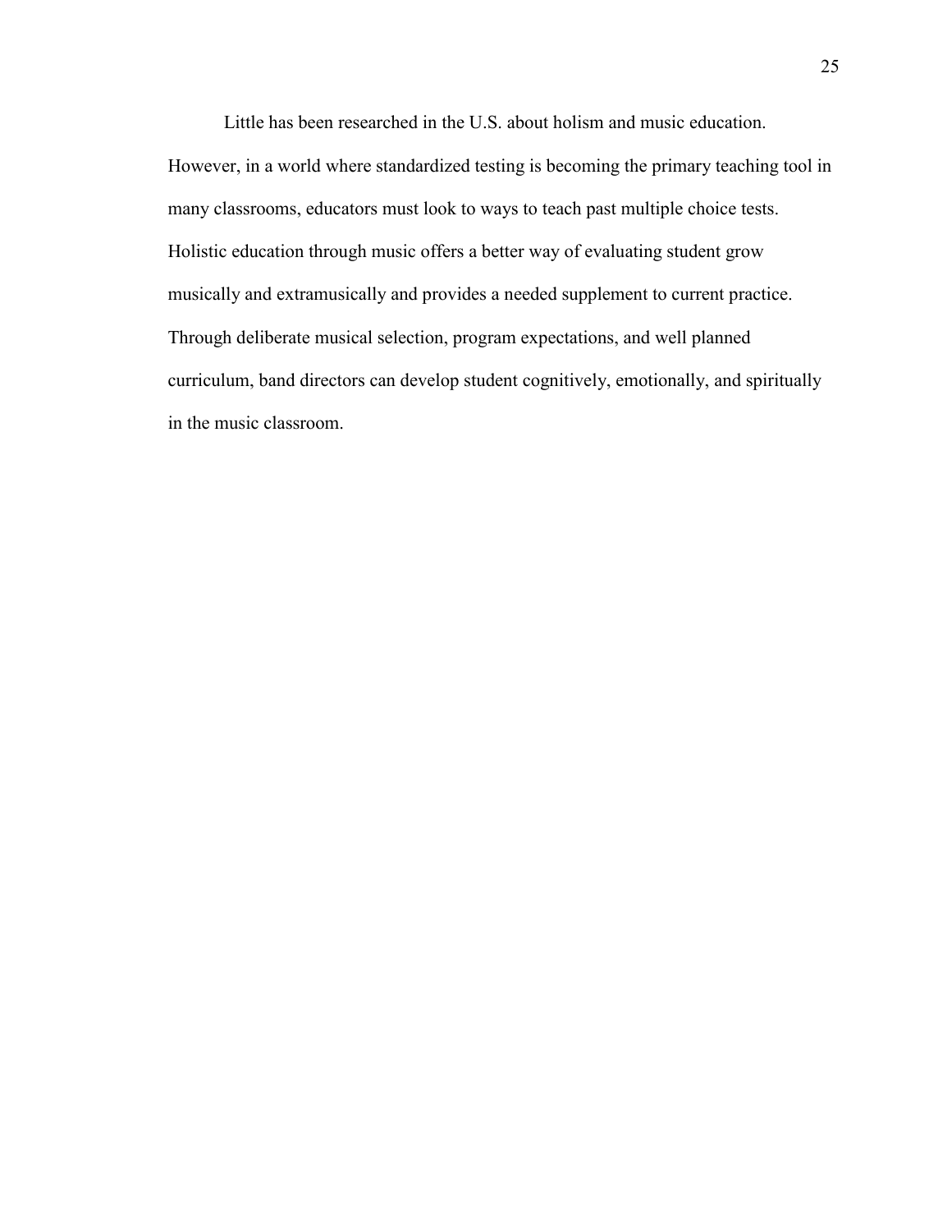Little has been researched in the U.S. about holism and music education. However, in a world where standardized testing is becoming the primary teaching tool in many classrooms, educators must look to ways to teach past multiple choice tests. Holistic education through music offers a better way of evaluating student grow musically and extramusically and provides a needed supplement to current practice. Through deliberate musical selection, program expectations, and well planned curriculum, band directors can develop student cognitively, emotionally, and spiritually in the music classroom.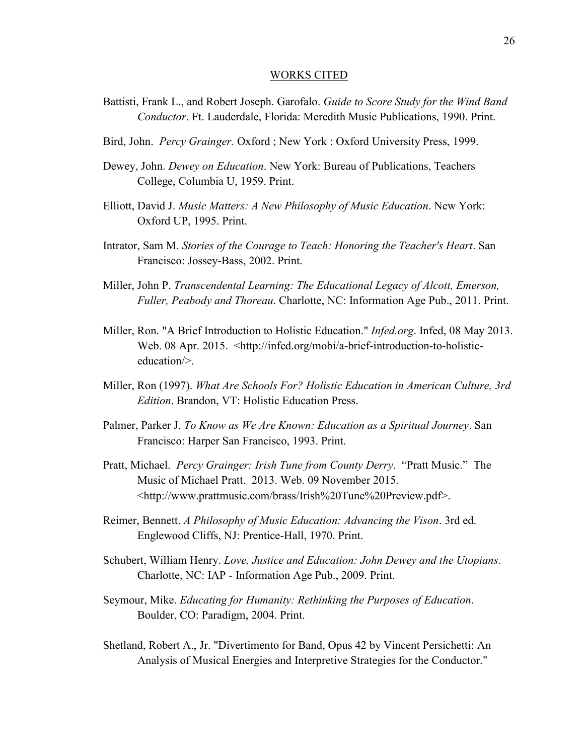## WORKS CITED

Battisti, Frank L., and Robert Joseph. Garofalo. *Guide to Score Study for the Wind Band Conductor*. Ft. Lauderdale, Florida: Meredith Music Publications, 1990. Print.

Bird, John. *Percy Grainger.* Oxford ; New York : Oxford University Press, 1999.

Dewey, John. *Dewey on Education*. New York: Bureau of Publications, Teachers College, Columbia U, 1959. Print.

Elliott, David J. *Music Matters: A New Philosophy of Music Education*. New York: Oxford UP, 1995. Print.

Intrator, Sam M. *Stories of the Courage to Teach: Honoring the Teacher's Heart*. San Francisco: Jossey-Bass, 2002. Print.

Miller, John P. *Transcendental Learning: The Educational Legacy of Alcott, Emerson, Fuller, Peabody and Thoreau*. Charlotte, NC: Information Age Pub., 2011. Print.

Miller, Ron. "A Brief Introduction to Holistic Education." *Infed.org*. Infed, 08 May 2013. Web. 08 Apr. 2015. <http://infed.org/mobi/a-brief-introduction-to-holistic-education/>.

Miller, Ron (1997). *What Are Schools For? Holistic Education in American Culture, 3rd Edition*. Brandon, VT: Holistic Education Press.

Palmer, Parker J. *To Know as We Are Known: Education as a Spiritual Journey*. San Francisco: Harper San Francisco, 1993. Print.

Pratt, Michael. *Percy Grainger: Irish Tune from County Derry*. "Pratt Music." The Music of Michael Pratt. 2013. Web. 09 November 2015. <http://www.prattmusic.com/brass/Irish%20Tune%20Preview.pdf>.

Reimer, Bennett. *A Philosophy of Music Education: Advancing the Vison*. 3rd ed. Englewood Cliffs, NJ: Prentice-Hall, 1970. Print.

Schubert, William Henry. *Love, Justice and Education: John Dewey and the Utopians*. Charlotte, NC: IAP - Information Age Pub., 2009. Print.

Seymour, Mike. *Educating for Humanity: Rethinking the Purposes of Education*. Boulder, CO: Paradigm, 2004. Print.

Shetland, Robert A., Jr. "Divertimento for Band, Opus 42 by Vincent Persichetti: An Analysis of Musical Energies and Interpretive Strategies for the Conductor."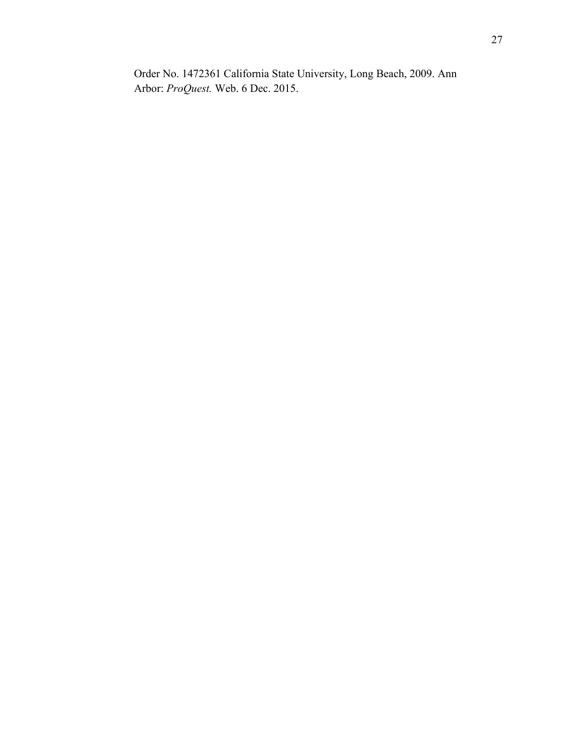Order No. 1472361 California State University, Long Beach, 2009. Ann Arbor: *ProQuest.* Web. 6 Dec. 2015.